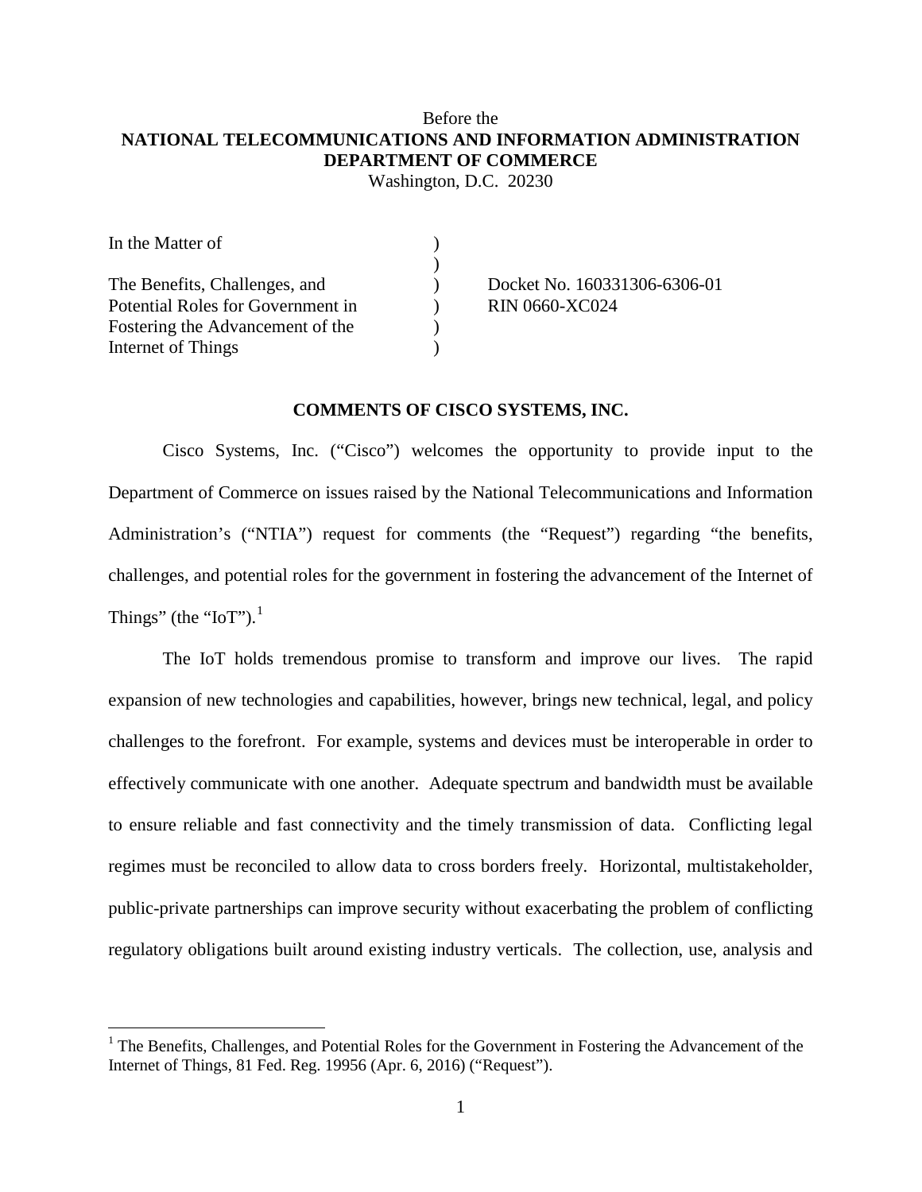Before the
**NATIONAL TELECOMMUNICATIONS AND INFORMATION ADMINISTRATION**
**DEPARTMENT OF COMMERCE**
Washington, D.C. 20230

| | | |
|---|---|---|
| In the Matter of | ) | |
| | ) | |
| The Benefits, Challenges, and | ) | Docket No. 160331306-6306-01 |
| Potential Roles for Government in | ) | RIN 0660-XC024 |
| Fostering the Advancement of the | ) | |
| Internet of Things | ) | |

**COMMENTS OF CISCO SYSTEMS, INC.**

Cisco Systems, Inc. ("Cisco") welcomes the opportunity to provide input to the Department of Commerce on issues raised by the National Telecommunications and Information Administration's ("NTIA") request for comments (the "Request") regarding "the benefits, challenges, and potential roles for the government in fostering the advancement of the Internet of Things" (the "IoT").[1]

The IoT holds tremendous promise to transform and improve our lives. The rapid expansion of new technologies and capabilities, however, brings new technical, legal, and policy challenges to the forefront. For example, systems and devices must be interoperable in order to effectively communicate with one another. Adequate spectrum and bandwidth must be available to ensure reliable and fast connectivity and the timely transmission of data. Conflicting legal regimes must be reconciled to allow data to cross borders freely. Horizontal, multistakeholder, public-private partnerships can improve security without exacerbating the problem of conflicting regulatory obligations built around existing industry verticals. The collection, use, analysis and

[1] The Benefits, Challenges, and Potential Roles for the Government in Fostering the Advancement of the Internet of Things, 81 Fed. Reg. 19956 (Apr. 6, 2016) ("Request").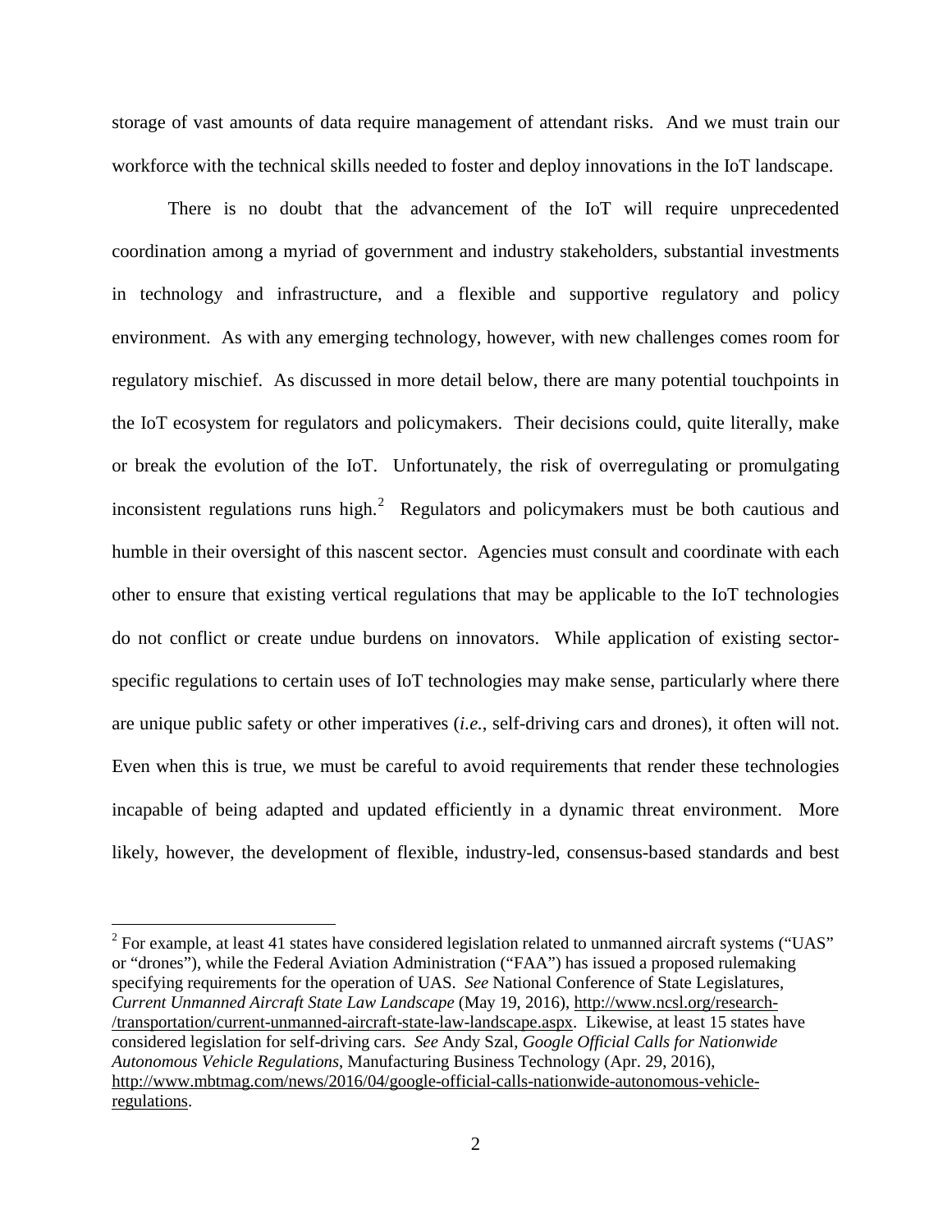storage of vast amounts of data require management of attendant risks. And we must train our workforce with the technical skills needed to foster and deploy innovations in the IoT landscape.

There is no doubt that the advancement of the IoT will require unprecedented coordination among a myriad of government and industry stakeholders, substantial investments in technology and infrastructure, and a flexible and supportive regulatory and policy environment. As with any emerging technology, however, with new challenges comes room for regulatory mischief. As discussed in more detail below, there are many potential touchpoints in the IoT ecosystem for regulators and policymakers. Their decisions could, quite literally, make or break the evolution of the IoT. Unfortunately, the risk of overregulating or promulgating inconsistent regulations runs high.[2] Regulators and policymakers must be both cautious and humble in their oversight of this nascent sector. Agencies must consult and coordinate with each other to ensure that existing vertical regulations that may be applicable to the IoT technologies do not conflict or create undue burdens on innovators. While application of existing sector-specific regulations to certain uses of IoT technologies may make sense, particularly where there are unique public safety or other imperatives (*i.e.*, self-driving cars and drones), it often will not. Even when this is true, we must be careful to avoid requirements that render these technologies incapable of being adapted and updated efficiently in a dynamic threat environment. More likely, however, the development of flexible, industry-led, consensus-based standards and best

---

[2] For example, at least 41 states have considered legislation related to unmanned aircraft systems ("UAS" or "drones"), while the Federal Aviation Administration ("FAA") has issued a proposed rulemaking specifying requirements for the operation of UAS. *See* National Conference of State Legislatures, *Current Unmanned Aircraft State Law Landscape* (May 19, 2016), http://www.ncsl.org/research-/transportation/current-unmanned-aircraft-state-law-landscape.aspx. Likewise, at least 15 states have considered legislation for self-driving cars. *See* Andy Szal, *Google Official Calls for Nationwide Autonomous Vehicle Regulations*, Manufacturing Business Technology (Apr. 29, 2016), http://www.mbtmag.com/news/2016/04/google-official-calls-nationwide-autonomous-vehicle-regulations.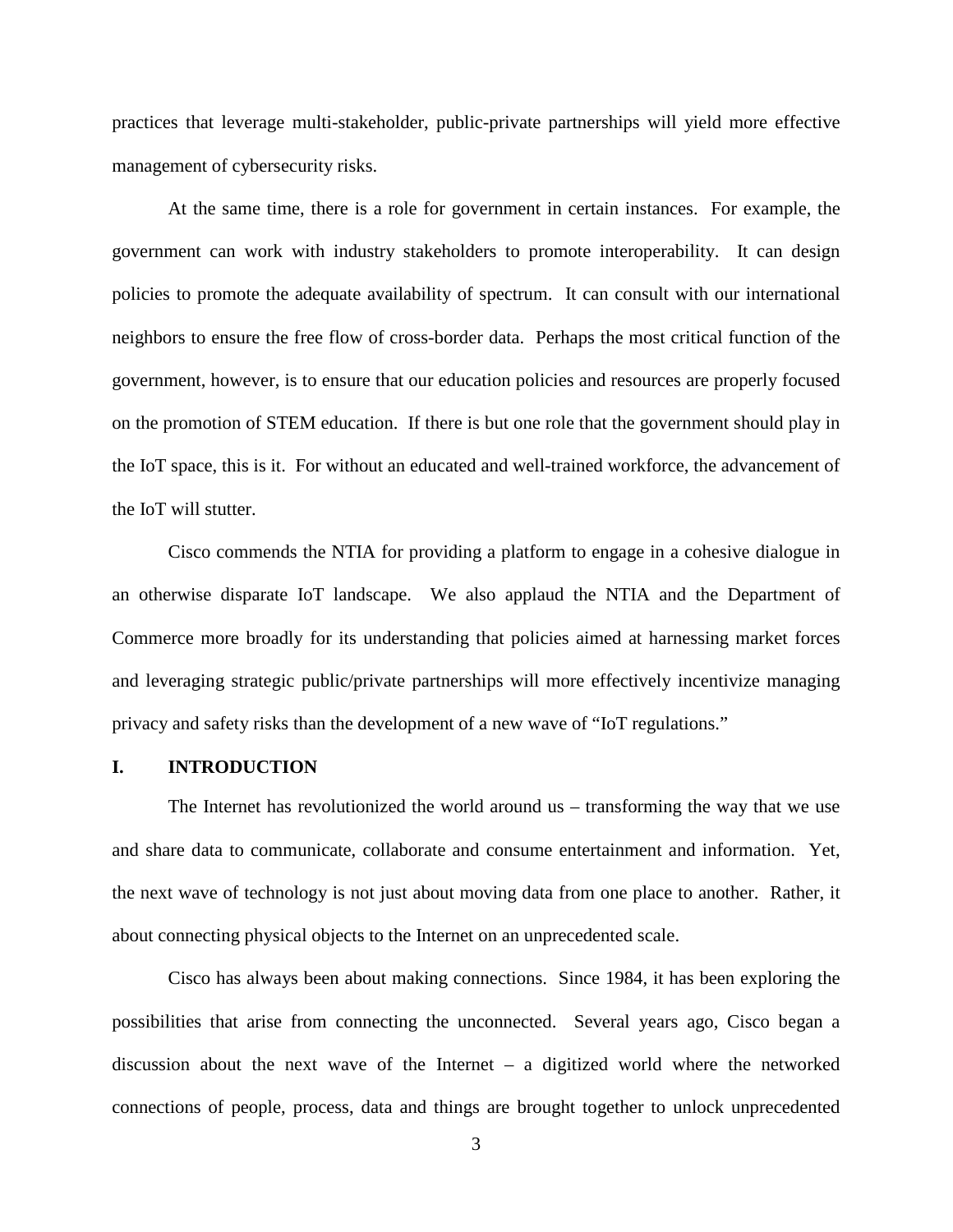practices that leverage multi-stakeholder, public-private partnerships will yield more effective management of cybersecurity risks.

At the same time, there is a role for government in certain instances. For example, the government can work with industry stakeholders to promote interoperability. It can design policies to promote the adequate availability of spectrum. It can consult with our international neighbors to ensure the free flow of cross-border data. Perhaps the most critical function of the government, however, is to ensure that our education policies and resources are properly focused on the promotion of STEM education. If there is but one role that the government should play in the IoT space, this is it. For without an educated and well-trained workforce, the advancement of the IoT will stutter.

Cisco commends the NTIA for providing a platform to engage in a cohesive dialogue in an otherwise disparate IoT landscape. We also applaud the NTIA and the Department of Commerce more broadly for its understanding that policies aimed at harnessing market forces and leveraging strategic public/private partnerships will more effectively incentivize managing privacy and safety risks than the development of a new wave of "IoT regulations."

## I. INTRODUCTION

The Internet has revolutionized the world around us – transforming the way that we use and share data to communicate, collaborate and consume entertainment and information. Yet, the next wave of technology is not just about moving data from one place to another. Rather, it about connecting physical objects to the Internet on an unprecedented scale.

Cisco has always been about making connections. Since 1984, it has been exploring the possibilities that arise from connecting the unconnected. Several years ago, Cisco began a discussion about the next wave of the Internet – a digitized world where the networked connections of people, process, data and things are brought together to unlock unprecedented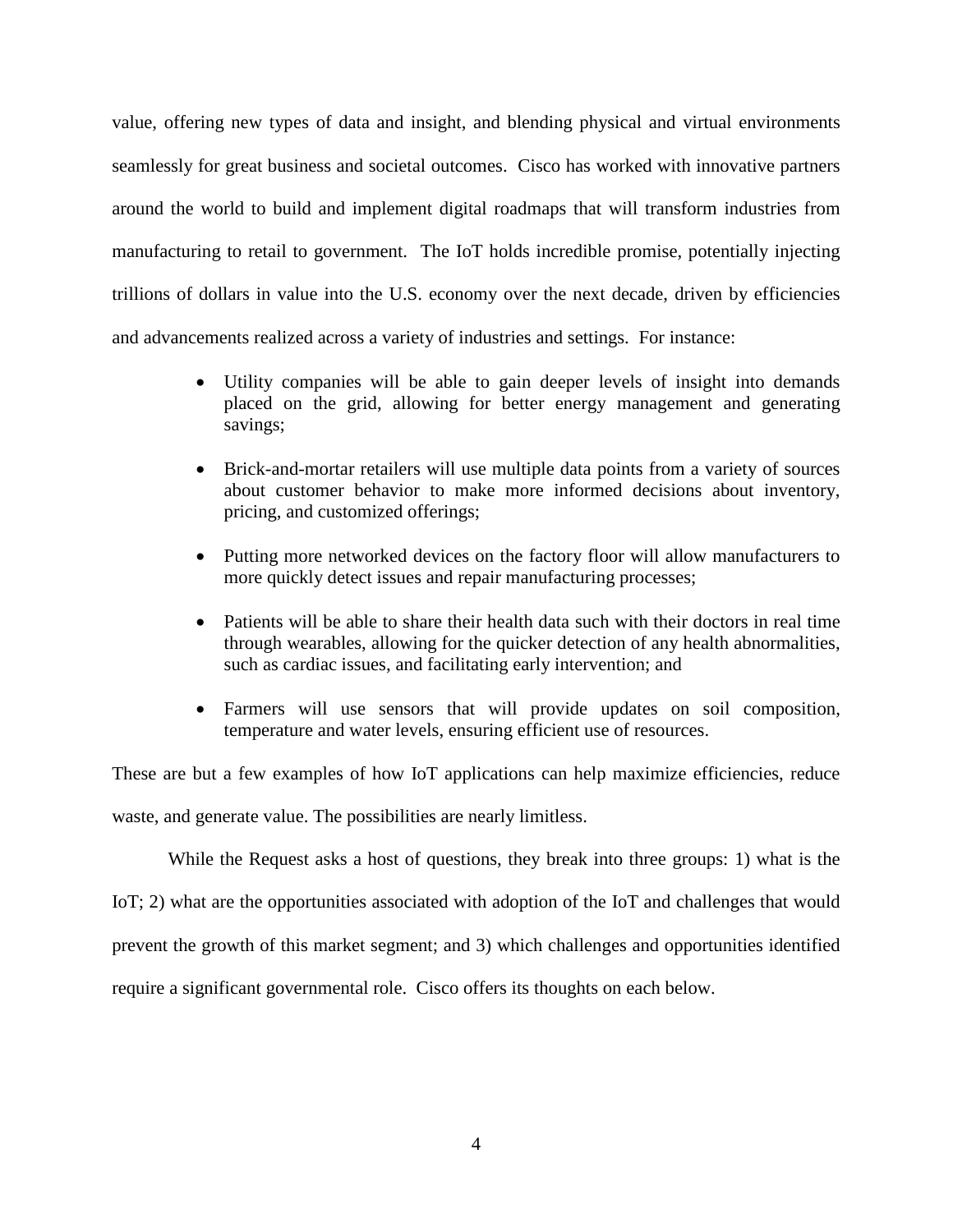value, offering new types of data and insight, and blending physical and virtual environments seamlessly for great business and societal outcomes. Cisco has worked with innovative partners around the world to build and implement digital roadmaps that will transform industries from manufacturing to retail to government. The IoT holds incredible promise, potentially injecting trillions of dollars in value into the U.S. economy over the next decade, driven by efficiencies and advancements realized across a variety of industries and settings. For instance:

- Utility companies will be able to gain deeper levels of insight into demands placed on the grid, allowing for better energy management and generating savings;
- Brick-and-mortar retailers will use multiple data points from a variety of sources about customer behavior to make more informed decisions about inventory, pricing, and customized offerings;
- Putting more networked devices on the factory floor will allow manufacturers to more quickly detect issues and repair manufacturing processes;
- Patients will be able to share their health data such with their doctors in real time through wearables, allowing for the quicker detection of any health abnormalities, such as cardiac issues, and facilitating early intervention; and
- Farmers will use sensors that will provide updates on soil composition, temperature and water levels, ensuring efficient use of resources.

These are but a few examples of how IoT applications can help maximize efficiencies, reduce waste, and generate value. The possibilities are nearly limitless.

While the Request asks a host of questions, they break into three groups: 1) what is the IoT; 2) what are the opportunities associated with adoption of the IoT and challenges that would prevent the growth of this market segment; and 3) which challenges and opportunities identified require a significant governmental role. Cisco offers its thoughts on each below.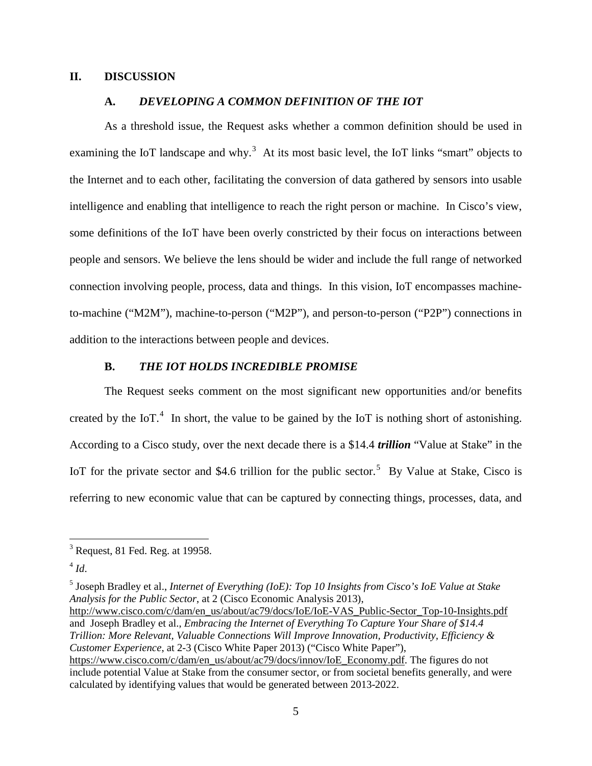## II. DISCUSSION

### A. *DEVELOPING A COMMON DEFINITION OF THE IOT*

As a threshold issue, the Request asks whether a common definition should be used in examining the IoT landscape and why.[3] At its most basic level, the IoT links "smart" objects to the Internet and to each other, facilitating the conversion of data gathered by sensors into usable intelligence and enabling that intelligence to reach the right person or machine. In Cisco's view, some definitions of the IoT have been overly constricted by their focus on interactions between people and sensors. We believe the lens should be wider and include the full range of networked connection involving people, process, data and things. In this vision, IoT encompasses machine-to-machine ("M2M"), machine-to-person ("M2P"), and person-to-person ("P2P") connections in addition to the interactions between people and devices.

### B. *THE IOT HOLDS INCREDIBLE PROMISE*

The Request seeks comment on the most significant new opportunities and/or benefits created by the IoT.[4] In short, the value to be gained by the IoT is nothing short of astonishing. According to a Cisco study, over the next decade there is a $14.4 ***trillion*** "Value at Stake" in the IoT for the private sector and $4.6 trillion for the public sector.[5] By Value at Stake, Cisco is referring to new economic value that can be captured by connecting things, processes, data, and

---

[3] Request, 81 Fed. Reg. at 19958.

[4] *Id*.

[5] Joseph Bradley et al., *Internet of Everything (IoE): Top 10 Insights from Cisco's IoE Value at Stake Analysis for the Public Sector*, at 2 (Cisco Economic Analysis 2013), http://www.cisco.com/c/dam/en_us/about/ac79/docs/IoE/IoE-VAS_Public-Sector_Top-10-Insights.pdf and Joseph Bradley et al., *Embracing the Internet of Everything To Capture Your Share of $14.4 Trillion: More Relevant, Valuable Connections Will Improve Innovation, Productivity, Efficiency & Customer Experience*, at 2-3 (Cisco White Paper 2013) ("Cisco White Paper"), https://www.cisco.com/c/dam/en_us/about/ac79/docs/innov/IoE_Economy.pdf. The figures do not include potential Value at Stake from the consumer sector, or from societal benefits generally, and were calculated by identifying values that would be generated between 2013-2022.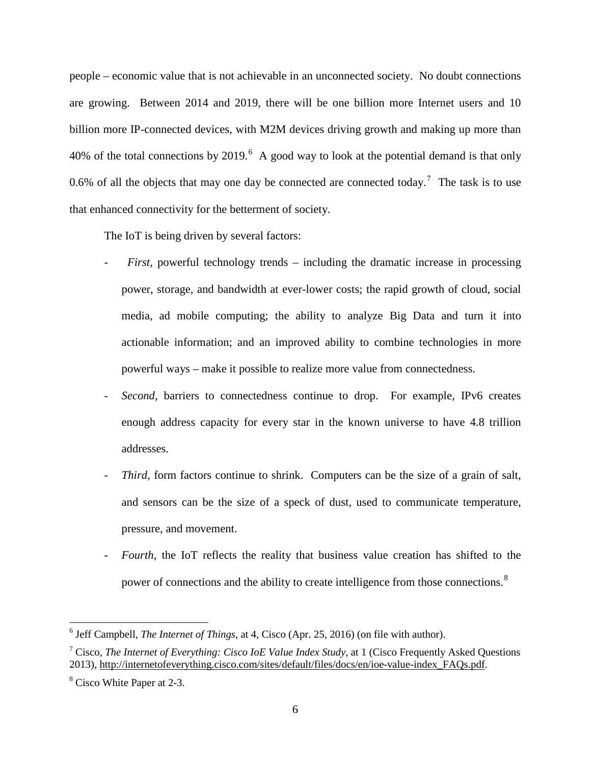people – economic value that is not achievable in an unconnected society. No doubt connections are growing. Between 2014 and 2019, there will be one billion more Internet users and 10 billion more IP-connected devices, with M2M devices driving growth and making up more than 40% of the total connections by 2019.[6] A good way to look at the potential demand is that only 0.6% of all the objects that may one day be connected are connected today.[7] The task is to use that enhanced connectivity for the betterment of society.

The IoT is being driven by several factors:

- *First*, powerful technology trends – including the dramatic increase in processing power, storage, and bandwidth at ever-lower costs; the rapid growth of cloud, social media, ad mobile computing; the ability to analyze Big Data and turn it into actionable information; and an improved ability to combine technologies in more powerful ways – make it possible to realize more value from connectedness.
- *Second*, barriers to connectedness continue to drop. For example, IPv6 creates enough address capacity for every star in the known universe to have 4.8 trillion addresses.
- *Third*, form factors continue to shrink. Computers can be the size of a grain of salt, and sensors can be the size of a speck of dust, used to communicate temperature, pressure, and movement.
- *Fourth*, the IoT reflects the reality that business value creation has shifted to the power of connections and the ability to create intelligence from those connections.[8]

---

[6] Jeff Campbell, *The Internet of Things*, at 4, Cisco (Apr. 25, 2016) (on file with author).

[7] Cisco, *The Internet of Everything: Cisco IoE Value Index Study*, at 1 (Cisco Frequently Asked Questions 2013), http://internetofeverything.cisco.com/sites/default/files/docs/en/ioe-value-index_FAQs.pdf.

[8] Cisco White Paper at 2-3.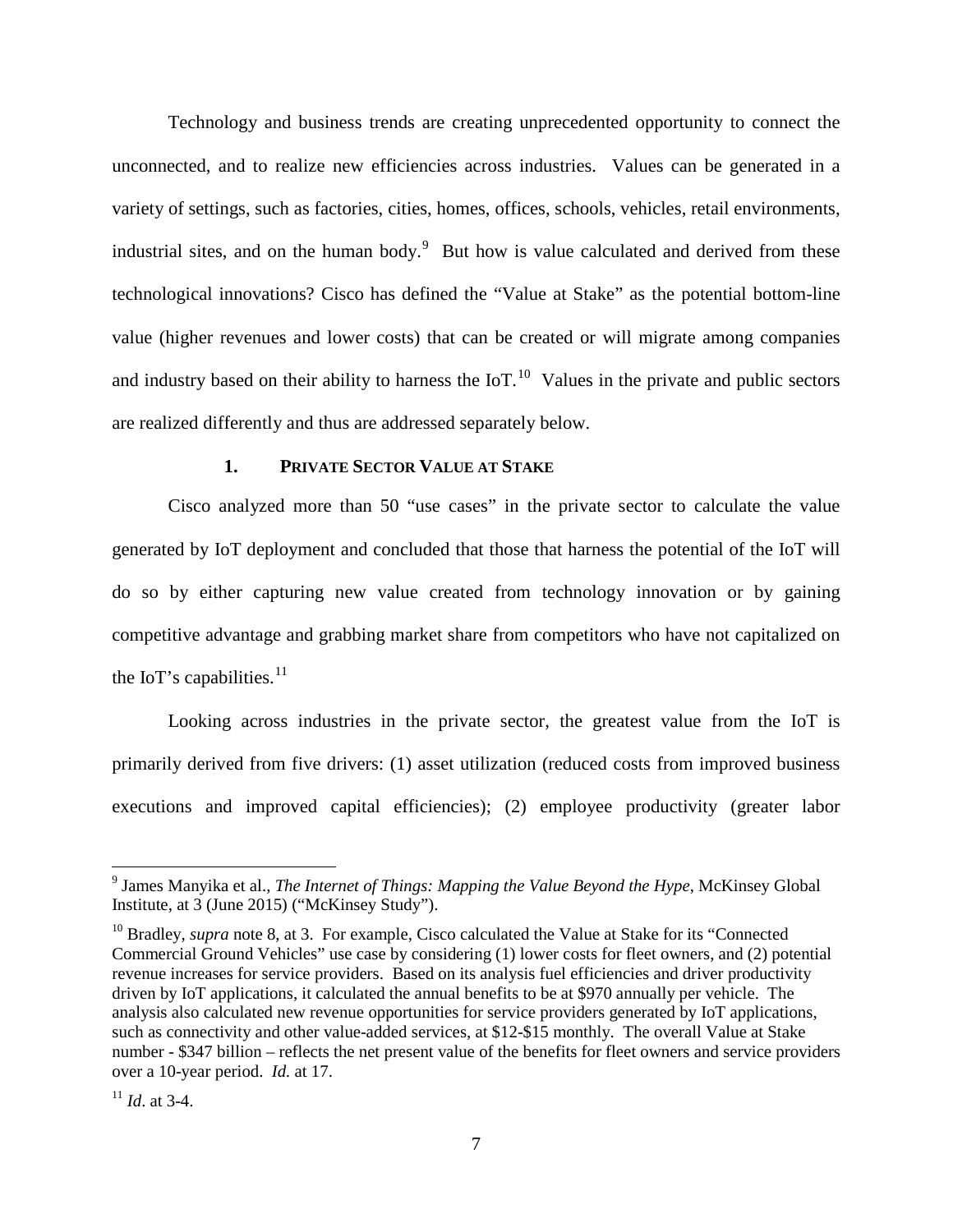Technology and business trends are creating unprecedented opportunity to connect the unconnected, and to realize new efficiencies across industries. Values can be generated in a variety of settings, such as factories, cities, homes, offices, schools, vehicles, retail environments, industrial sites, and on the human body.[9] But how is value calculated and derived from these technological innovations? Cisco has defined the "Value at Stake" as the potential bottom-line value (higher revenues and lower costs) that can be created or will migrate among companies and industry based on their ability to harness the IoT.[10] Values in the private and public sectors are realized differently and thus are addressed separately below.

### 1. PRIVATE SECTOR VALUE AT STAKE

Cisco analyzed more than 50 "use cases" in the private sector to calculate the value generated by IoT deployment and concluded that those that harness the potential of the IoT will do so by either capturing new value created from technology innovation or by gaining competitive advantage and grabbing market share from competitors who have not capitalized on the IoT's capabilities.[11]

Looking across industries in the private sector, the greatest value from the IoT is primarily derived from five drivers: (1) asset utilization (reduced costs from improved business executions and improved capital efficiencies); (2) employee productivity (greater labor

---

[9] James Manyika et al., *The Internet of Things: Mapping the Value Beyond the Hype*, McKinsey Global Institute, at 3 (June 2015) ("McKinsey Study").

[10] Bradley, *supra* note 8, at 3. For example, Cisco calculated the Value at Stake for its "Connected Commercial Ground Vehicles" use case by considering (1) lower costs for fleet owners, and (2) potential revenue increases for service providers. Based on its analysis fuel efficiencies and driver productivity driven by IoT applications, it calculated the annual benefits to be at $970 annually per vehicle. The analysis also calculated new revenue opportunities for service providers generated by IoT applications, such as connectivity and other value-added services, at $12-$15 monthly. The overall Value at Stake number - $347 billion – reflects the net present value of the benefits for fleet owners and service providers over a 10-year period. *Id.* at 17.

[11] *Id*. at 3-4.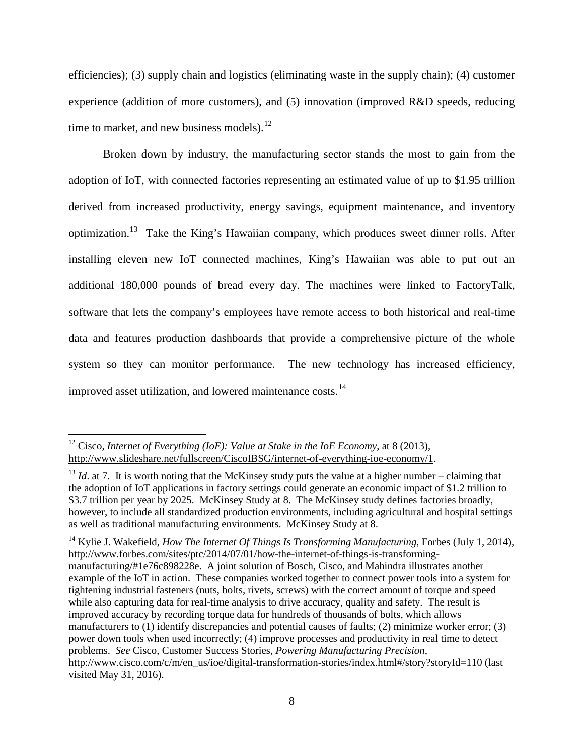efficiencies); (3) supply chain and logistics (eliminating waste in the supply chain); (4) customer experience (addition of more customers), and (5) innovation (improved R&D speeds, reducing time to market, and new business models).[12]

Broken down by industry, the manufacturing sector stands the most to gain from the adoption of IoT, with connected factories representing an estimated value of up to $1.95 trillion derived from increased productivity, energy savings, equipment maintenance, and inventory optimization.[13] Take the King's Hawaiian company, which produces sweet dinner rolls. After installing eleven new IoT connected machines, King's Hawaiian was able to put out an additional 180,000 pounds of bread every day. The machines were linked to FactoryTalk, software that lets the company's employees have remote access to both historical and real-time data and features production dashboards that provide a comprehensive picture of the whole system so they can monitor performance. The new technology has increased efficiency, improved asset utilization, and lowered maintenance costs.[14]

---

[12] Cisco, *Internet of Everything (IoE): Value at Stake in the IoE Economy*, at 8 (2013), http://www.slideshare.net/fullscreen/CiscoIBSG/internet-of-everything-ioe-economy/1.

[13] *Id*. at 7. It is worth noting that the McKinsey study puts the value at a higher number – claiming that the adoption of IoT applications in factory settings could generate an economic impact of $1.2 trillion to $3.7 trillion per year by 2025. McKinsey Study at 8. The McKinsey study defines factories broadly, however, to include all standardized production environments, including agricultural and hospital settings as well as traditional manufacturing environments. McKinsey Study at 8.

[14] Kylie J. Wakefield, *How The Internet Of Things Is Transforming Manufacturing*, Forbes (July 1, 2014), http://www.forbes.com/sites/ptc/2014/07/01/how-the-internet-of-things-is-transforming-manufacturing/#1e76c898228e. A joint solution of Bosch, Cisco, and Mahindra illustrates another example of the IoT in action. These companies worked together to connect power tools into a system for tightening industrial fasteners (nuts, bolts, rivets, screws) with the correct amount of torque and speed while also capturing data for real-time analysis to drive accuracy, quality and safety. The result is improved accuracy by recording torque data for hundreds of thousands of bolts, which allows manufacturers to (1) identify discrepancies and potential causes of faults; (2) minimize worker error; (3) power down tools when used incorrectly; (4) improve processes and productivity in real time to detect problems. *See* Cisco, Customer Success Stories, *Powering Manufacturing Precision*, http://www.cisco.com/c/m/en_us/ioe/digital-transformation-stories/index.html#/story?storyId=110 (last visited May 31, 2016).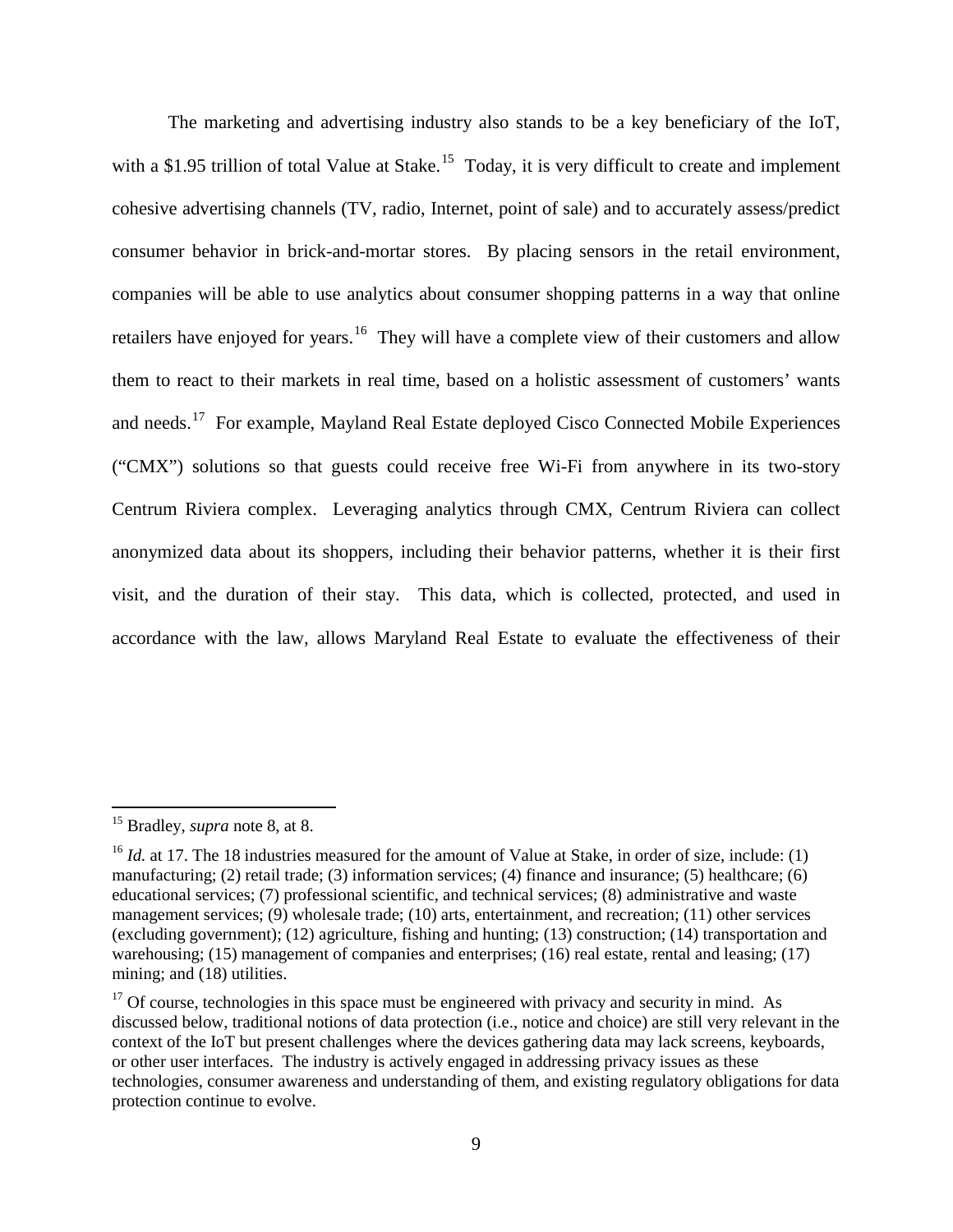The marketing and advertising industry also stands to be a key beneficiary of the IoT, with a \$1.95 trillion of total Value at Stake.[15] Today, it is very difficult to create and implement cohesive advertising channels (TV, radio, Internet, point of sale) and to accurately assess/predict consumer behavior in brick-and-mortar stores. By placing sensors in the retail environment, companies will be able to use analytics about consumer shopping patterns in a way that online retailers have enjoyed for years.[16] They will have a complete view of their customers and allow them to react to their markets in real time, based on a holistic assessment of customers' wants and needs.[17] For example, Mayland Real Estate deployed Cisco Connected Mobile Experiences ("CMX") solutions so that guests could receive free Wi-Fi from anywhere in its two-story Centrum Riviera complex. Leveraging analytics through CMX, Centrum Riviera can collect anonymized data about its shoppers, including their behavior patterns, whether it is their first visit, and the duration of their stay. This data, which is collected, protected, and used in accordance with the law, allows Maryland Real Estate to evaluate the effectiveness of their

---

[15] Bradley, *supra* note 8, at 8.

[16] *Id.* at 17. The 18 industries measured for the amount of Value at Stake, in order of size, include: (1) manufacturing; (2) retail trade; (3) information services; (4) finance and insurance; (5) healthcare; (6) educational services; (7) professional scientific, and technical services; (8) administrative and waste management services; (9) wholesale trade; (10) arts, entertainment, and recreation; (11) other services (excluding government); (12) agriculture, fishing and hunting; (13) construction; (14) transportation and warehousing; (15) management of companies and enterprises; (16) real estate, rental and leasing; (17) mining; and (18) utilities.

[17] Of course, technologies in this space must be engineered with privacy and security in mind. As discussed below, traditional notions of data protection (i.e., notice and choice) are still very relevant in the context of the IoT but present challenges where the devices gathering data may lack screens, keyboards, or other user interfaces. The industry is actively engaged in addressing privacy issues as these technologies, consumer awareness and understanding of them, and existing regulatory obligations for data protection continue to evolve.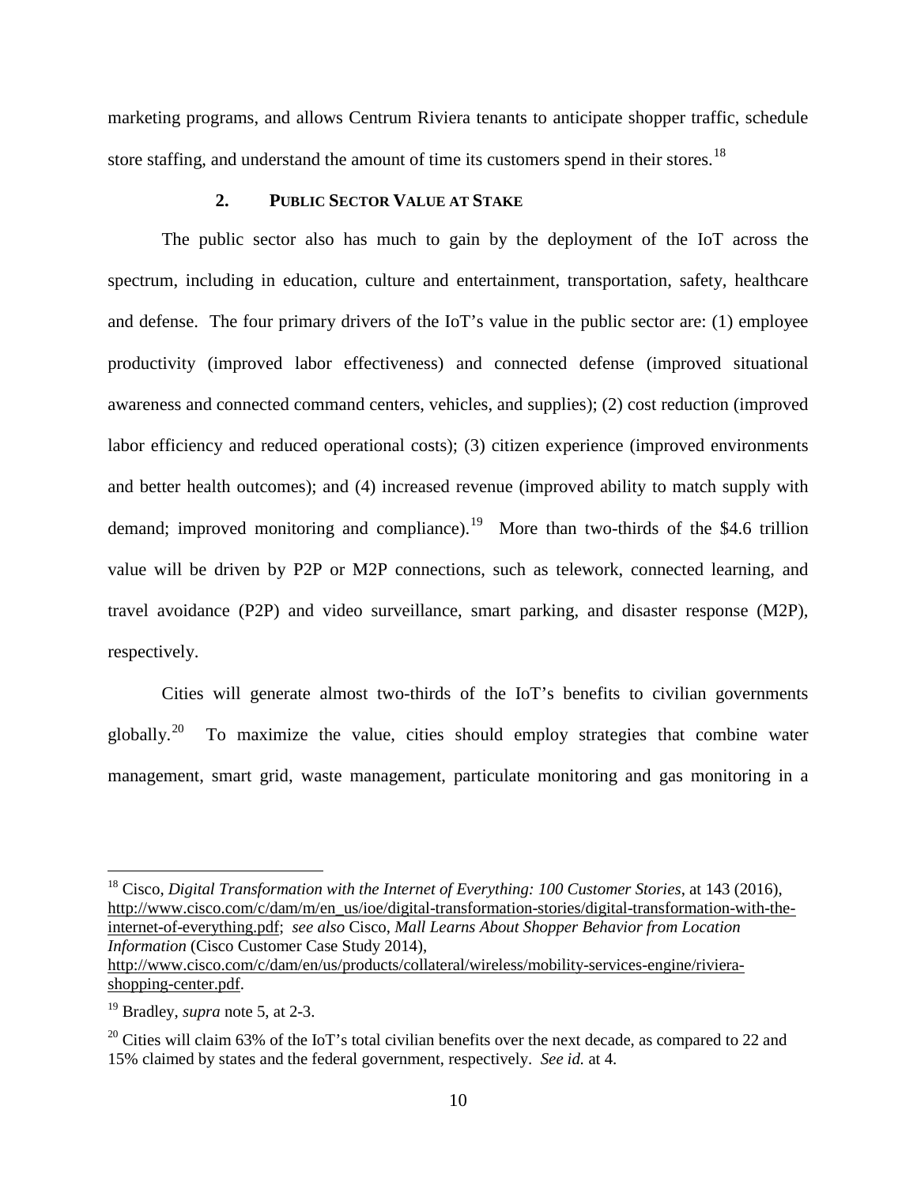marketing programs, and allows Centrum Riviera tenants to anticipate shopper traffic, schedule store staffing, and understand the amount of time its customers spend in their stores.[18]

### 2. Public Sector Value at Stake

The public sector also has much to gain by the deployment of the IoT across the spectrum, including in education, culture and entertainment, transportation, safety, healthcare and defense. The four primary drivers of the IoT's value in the public sector are: (1) employee productivity (improved labor effectiveness) and connected defense (improved situational awareness and connected command centers, vehicles, and supplies); (2) cost reduction (improved labor efficiency and reduced operational costs); (3) citizen experience (improved environments and better health outcomes); and (4) increased revenue (improved ability to match supply with demand; improved monitoring and compliance).[19] More than two-thirds of the $4.6 trillion value will be driven by P2P or M2P connections, such as telework, connected learning, and travel avoidance (P2P) and video surveillance, smart parking, and disaster response (M2P), respectively.

Cities will generate almost two-thirds of the IoT's benefits to civilian governments globally.[20] To maximize the value, cities should employ strategies that combine water management, smart grid, waste management, particulate monitoring and gas monitoring in a

---

[18] Cisco, *Digital Transformation with the Internet of Everything: 100 Customer Stories*, at 143 (2016), http://www.cisco.com/c/dam/m/en_us/ioe/digital-transformation-stories/digital-transformation-with-the-internet-of-everything.pdf; *see also* Cisco, *Mall Learns About Shopper Behavior from Location Information* (Cisco Customer Case Study 2014), http://www.cisco.com/c/dam/en/us/products/collateral/wireless/mobility-services-engine/riviera-shopping-center.pdf.

[19] Bradley, *supra* note 5, at 2-3.

[20] Cities will claim 63% of the IoT's total civilian benefits over the next decade, as compared to 22 and 15% claimed by states and the federal government, respectively. *See id.* at 4.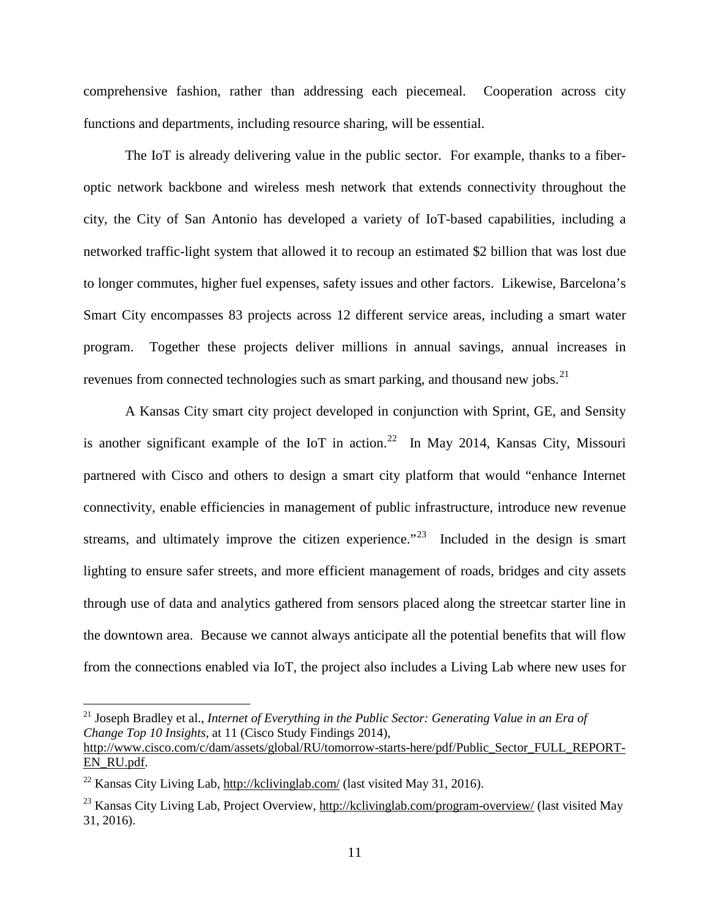comprehensive fashion, rather than addressing each piecemeal. Cooperation across city functions and departments, including resource sharing, will be essential.

The IoT is already delivering value in the public sector. For example, thanks to a fiber-optic network backbone and wireless mesh network that extends connectivity throughout the city, the City of San Antonio has developed a variety of IoT-based capabilities, including a networked traffic-light system that allowed it to recoup an estimated $2 billion that was lost due to longer commutes, higher fuel expenses, safety issues and other factors. Likewise, Barcelona's Smart City encompasses 83 projects across 12 different service areas, including a smart water program. Together these projects deliver millions in annual savings, annual increases in revenues from connected technologies such as smart parking, and thousand new jobs.[21]

A Kansas City smart city project developed in conjunction with Sprint, GE, and Sensity is another significant example of the IoT in action.[22] In May 2014, Kansas City, Missouri partnered with Cisco and others to design a smart city platform that would "enhance Internet connectivity, enable efficiencies in management of public infrastructure, introduce new revenue streams, and ultimately improve the citizen experience."[23] Included in the design is smart lighting to ensure safer streets, and more efficient management of roads, bridges and city assets through use of data and analytics gathered from sensors placed along the streetcar starter line in the downtown area. Because we cannot always anticipate all the potential benefits that will flow from the connections enabled via IoT, the project also includes a Living Lab where new uses for

---

[21] Joseph Bradley et al., *Internet of Everything in the Public Sector: Generating Value in an Era of Change Top 10 Insights*, at 11 (Cisco Study Findings 2014), http://www.cisco.com/c/dam/assets/global/RU/tomorrow-starts-here/pdf/Public_Sector_FULL_REPORT-EN_RU.pdf.

[22] Kansas City Living Lab, http://kclivinglab.com/ (last visited May 31, 2016).

[23] Kansas City Living Lab, Project Overview, http://kclivinglab.com/program-overview/ (last visited May 31, 2016).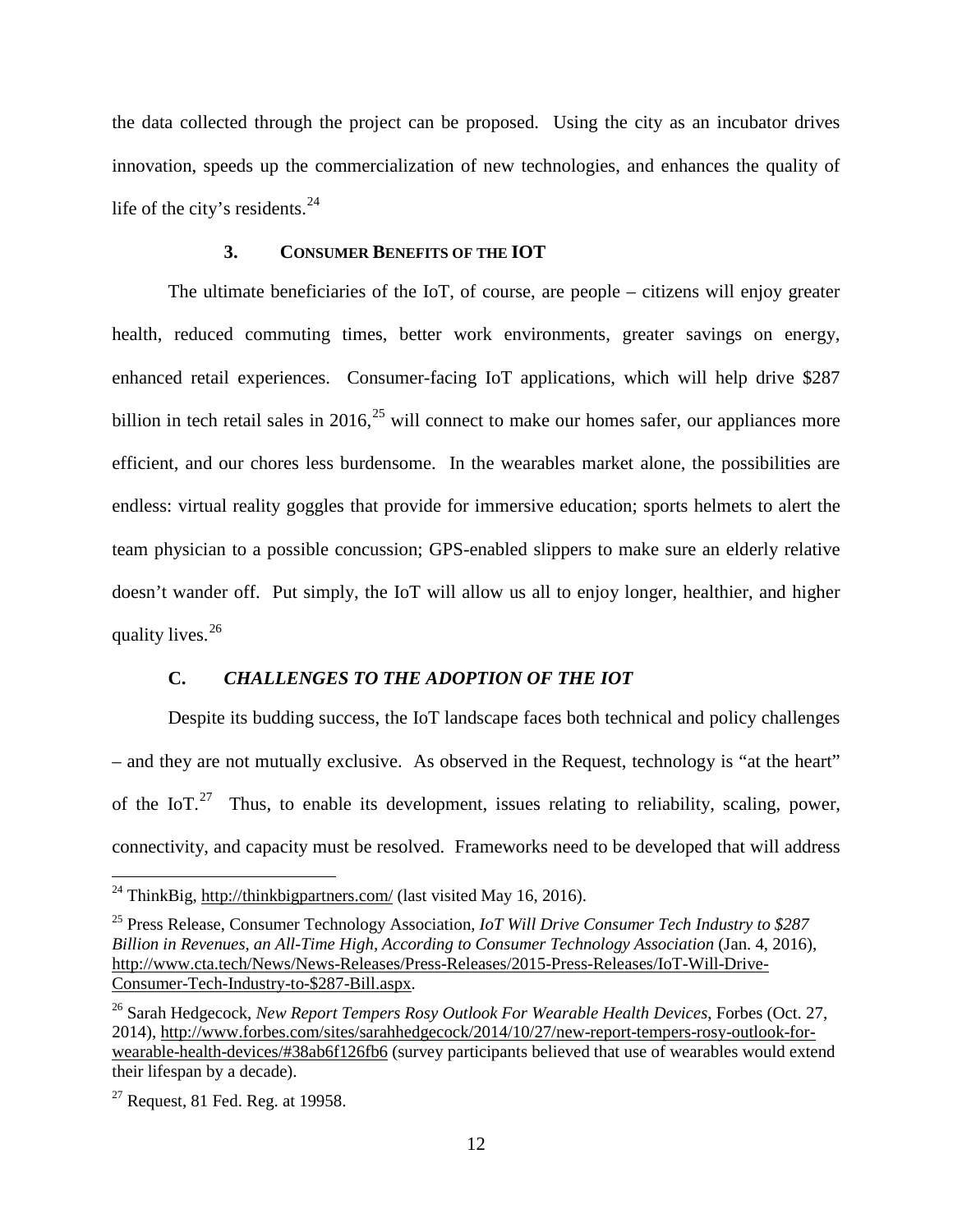the data collected through the project can be proposed. Using the city as an incubator drives innovation, speeds up the commercialization of new technologies, and enhances the quality of life of the city's residents.[24]

### 3. CONSUMER BENEFITS OF THE IOT

The ultimate beneficiaries of the IoT, of course, are people – citizens will enjoy greater health, reduced commuting times, better work environments, greater savings on energy, enhanced retail experiences. Consumer-facing IoT applications, which will help drive $287 billion in tech retail sales in 2016,[25] will connect to make our homes safer, our appliances more efficient, and our chores less burdensome. In the wearables market alone, the possibilities are endless: virtual reality goggles that provide for immersive education; sports helmets to alert the team physician to a possible concussion; GPS-enabled slippers to make sure an elderly relative doesn't wander off. Put simply, the IoT will allow us all to enjoy longer, healthier, and higher quality lives.[26]

## C. *CHALLENGES TO THE ADOPTION OF THE IOT*

Despite its budding success, the IoT landscape faces both technical and policy challenges – and they are not mutually exclusive. As observed in the Request, technology is "at the heart" of the IoT.[27] Thus, to enable its development, issues relating to reliability, scaling, power, connectivity, and capacity must be resolved. Frameworks need to be developed that will address

---

[24] ThinkBig, http://thinkbigpartners.com/ (last visited May 16, 2016).

[25] Press Release, Consumer Technology Association, *IoT Will Drive Consumer Tech Industry to $287 Billion in Revenues, an All-Time High, According to Consumer Technology Association* (Jan. 4, 2016), http://www.cta.tech/News/News-Releases/Press-Releases/2015-Press-Releases/IoT-Will-Drive-Consumer-Tech-Industry-to-$287-Bill.aspx.

[26] Sarah Hedgecock, *New Report Tempers Rosy Outlook For Wearable Health Devices*, Forbes (Oct. 27, 2014), http://www.forbes.com/sites/sarahhedgecock/2014/10/27/new-report-tempers-rosy-outlook-for-wearable-health-devices/#38ab6f126fb6 (survey participants believed that use of wearables would extend their lifespan by a decade).

[27] Request, 81 Fed. Reg. at 19958.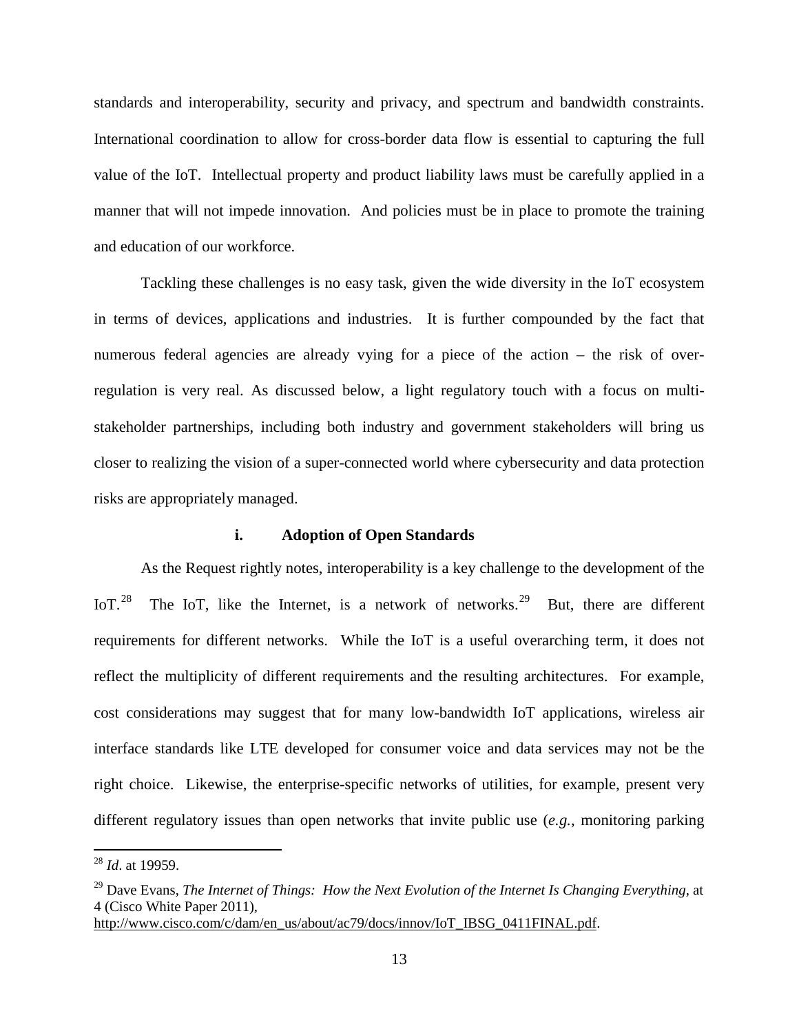standards and interoperability, security and privacy, and spectrum and bandwidth constraints. International coordination to allow for cross-border data flow is essential to capturing the full value of the IoT. Intellectual property and product liability laws must be carefully applied in a manner that will not impede innovation. And policies must be in place to promote the training and education of our workforce.

Tackling these challenges is no easy task, given the wide diversity in the IoT ecosystem in terms of devices, applications and industries. It is further compounded by the fact that numerous federal agencies are already vying for a piece of the action – the risk of over-regulation is very real. As discussed below, a light regulatory touch with a focus on multi-stakeholder partnerships, including both industry and government stakeholders will bring us closer to realizing the vision of a super-connected world where cybersecurity and data protection risks are appropriately managed.

#### i. Adoption of Open Standards

As the Request rightly notes, interoperability is a key challenge to the development of the IoT.[28] The IoT, like the Internet, is a network of networks.[29] But, there are different requirements for different networks. While the IoT is a useful overarching term, it does not reflect the multiplicity of different requirements and the resulting architectures. For example, cost considerations may suggest that for many low-bandwidth IoT applications, wireless air interface standards like LTE developed for consumer voice and data services may not be the right choice. Likewise, the enterprise-specific networks of utilities, for example, present very different regulatory issues than open networks that invite public use (*e.g.*, monitoring parking

---

[28] *Id*. at 19959.

[29] Dave Evans, *The Internet of Things: How the Next Evolution of the Internet Is Changing Everything*, at 4 (Cisco White Paper 2011), http://www.cisco.com/c/dam/en_us/about/ac79/docs/innov/IoT_IBSG_0411FINAL.pdf.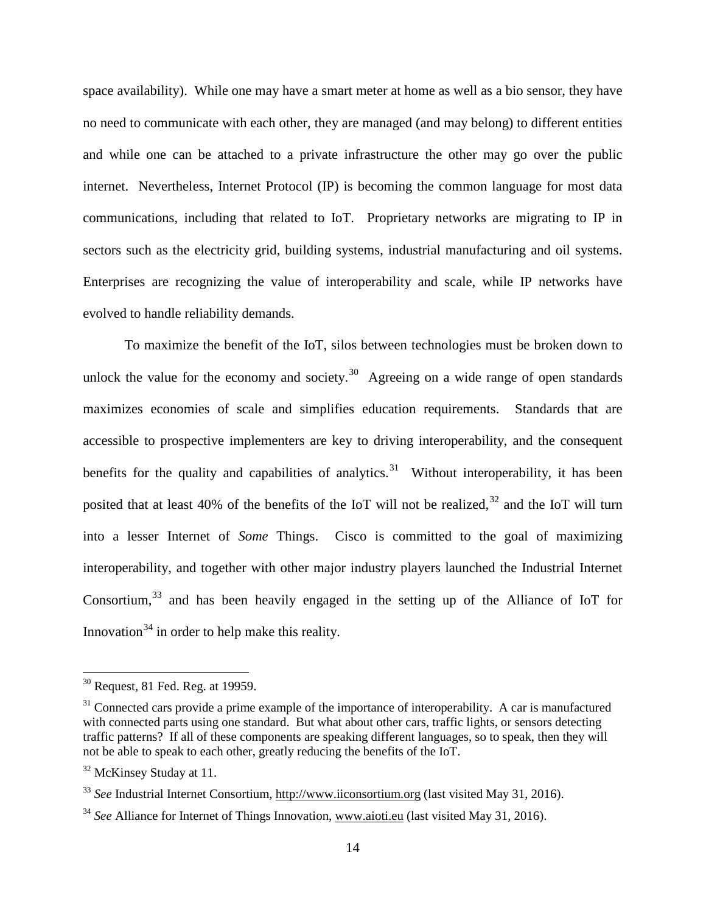space availability). While one may have a smart meter at home as well as a bio sensor, they have no need to communicate with each other, they are managed (and may belong) to different entities and while one can be attached to a private infrastructure the other may go over the public internet. Nevertheless, Internet Protocol (IP) is becoming the common language for most data communications, including that related to IoT. Proprietary networks are migrating to IP in sectors such as the electricity grid, building systems, industrial manufacturing and oil systems. Enterprises are recognizing the value of interoperability and scale, while IP networks have evolved to handle reliability demands.

To maximize the benefit of the IoT, silos between technologies must be broken down to unlock the value for the economy and society.[30] Agreeing on a wide range of open standards maximizes economies of scale and simplifies education requirements. Standards that are accessible to prospective implementers are key to driving interoperability, and the consequent benefits for the quality and capabilities of analytics.[31] Without interoperability, it has been posited that at least 40% of the benefits of the IoT will not be realized,[32] and the IoT will turn into a lesser Internet of *Some* Things. Cisco is committed to the goal of maximizing interoperability, and together with other major industry players launched the Industrial Internet Consortium,[33] and has been heavily engaged in the setting up of the Alliance of IoT for Innovation[34] in order to help make this reality.

---

[30] Request, 81 Fed. Reg. at 19959.

[31] Connected cars provide a prime example of the importance of interoperability. A car is manufactured with connected parts using one standard. But what about other cars, traffic lights, or sensors detecting traffic patterns? If all of these components are speaking different languages, so to speak, then they will not be able to speak to each other, greatly reducing the benefits of the IoT.

[32] McKinsey Studay at 11.

[33] *See* Industrial Internet Consortium, http://www.iiconsortium.org (last visited May 31, 2016).

[34] *See* Alliance for Internet of Things Innovation, www.aioti.eu (last visited May 31, 2016).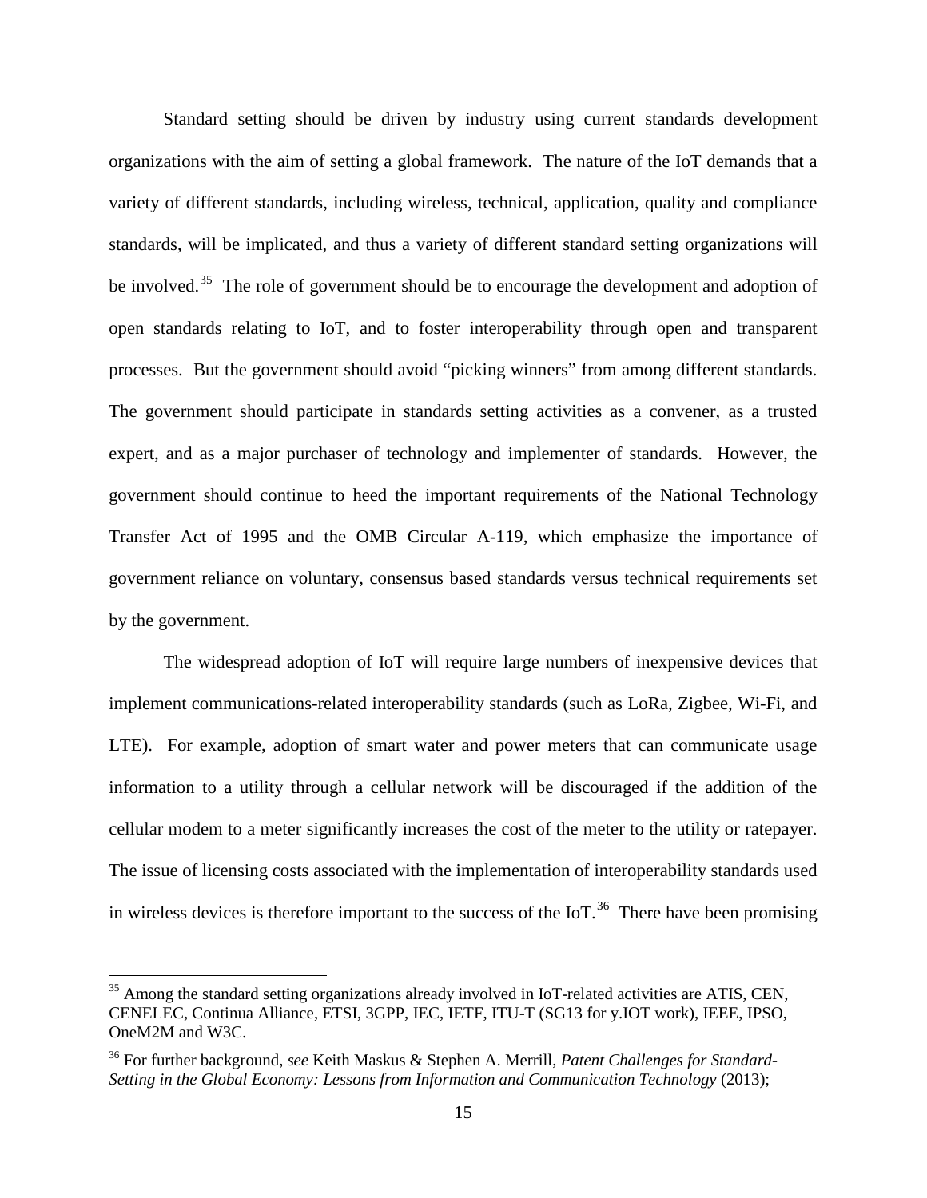Standard setting should be driven by industry using current standards development organizations with the aim of setting a global framework. The nature of the IoT demands that a variety of different standards, including wireless, technical, application, quality and compliance standards, will be implicated, and thus a variety of different standard setting organizations will be involved.[35] The role of government should be to encourage the development and adoption of open standards relating to IoT, and to foster interoperability through open and transparent processes. But the government should avoid "picking winners" from among different standards. The government should participate in standards setting activities as a convener, as a trusted expert, and as a major purchaser of technology and implementer of standards. However, the government should continue to heed the important requirements of the National Technology Transfer Act of 1995 and the OMB Circular A-119, which emphasize the importance of government reliance on voluntary, consensus based standards versus technical requirements set by the government.

The widespread adoption of IoT will require large numbers of inexpensive devices that implement communications-related interoperability standards (such as LoRa, Zigbee, Wi-Fi, and LTE). For example, adoption of smart water and power meters that can communicate usage information to a utility through a cellular network will be discouraged if the addition of the cellular modem to a meter significantly increases the cost of the meter to the utility or ratepayer. The issue of licensing costs associated with the implementation of interoperability standards used in wireless devices is therefore important to the success of the IoT.[36] There have been promising

---

[35] Among the standard setting organizations already involved in IoT-related activities are ATIS, CEN, CENELEC, Continua Alliance, ETSI, 3GPP, IEC, IETF, ITU-T (SG13 for y.IOT work), IEEE, IPSO, OneM2M and W3C.

[36] For further background, *see* Keith Maskus & Stephen A. Merrill, *Patent Challenges for Standard-Setting in the Global Economy: Lessons from Information and Communication Technology* (2013);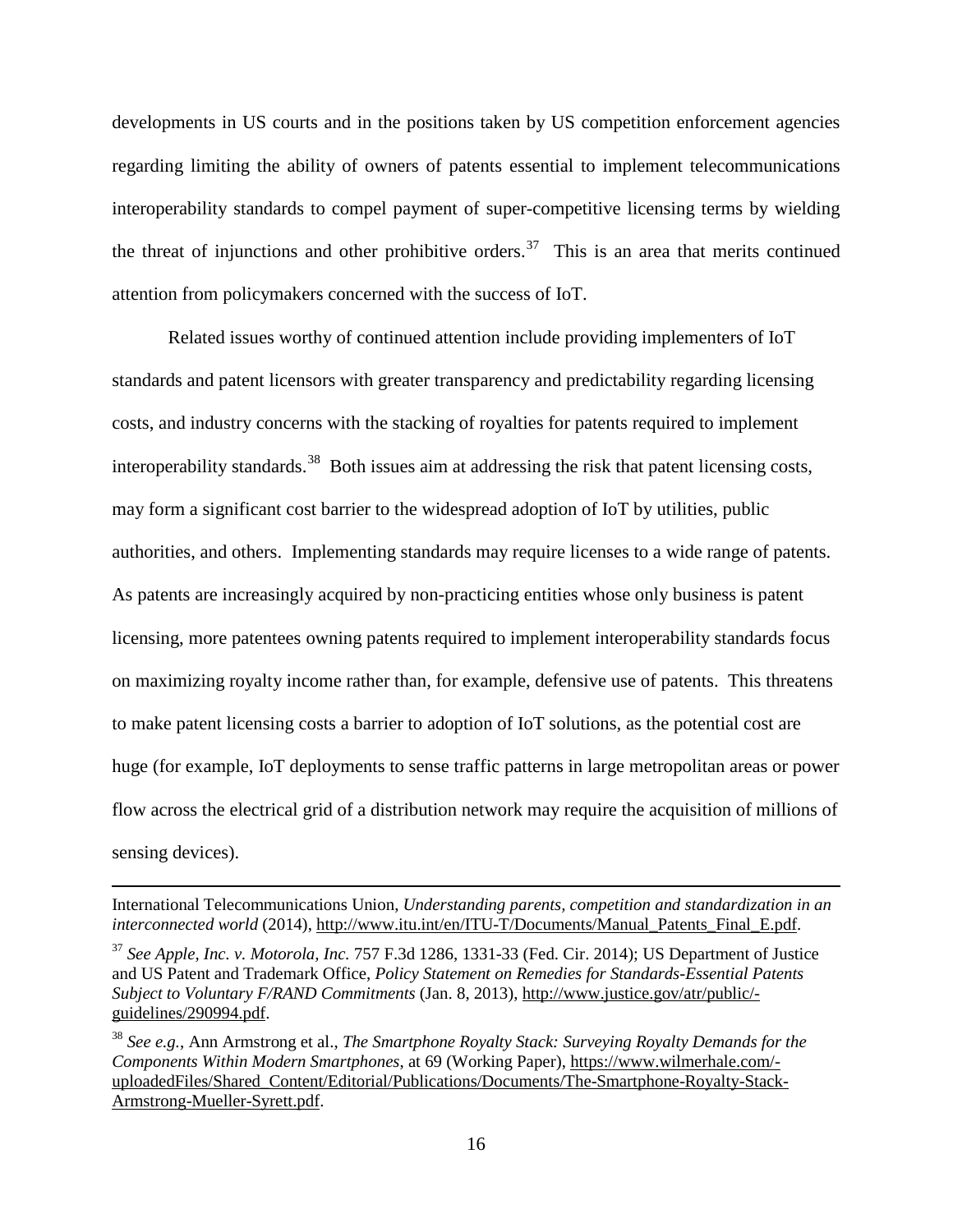developments in US courts and in the positions taken by US competition enforcement agencies regarding limiting the ability of owners of patents essential to implement telecommunications interoperability standards to compel payment of super-competitive licensing terms by wielding the threat of injunctions and other prohibitive orders.[37] This is an area that merits continued attention from policymakers concerned with the success of IoT.

Related issues worthy of continued attention include providing implementers of IoT standards and patent licensors with greater transparency and predictability regarding licensing costs, and industry concerns with the stacking of royalties for patents required to implement interoperability standards.[38] Both issues aim at addressing the risk that patent licensing costs, may form a significant cost barrier to the widespread adoption of IoT by utilities, public authorities, and others. Implementing standards may require licenses to a wide range of patents. As patents are increasingly acquired by non-practicing entities whose only business is patent licensing, more patentees owning patents required to implement interoperability standards focus on maximizing royalty income rather than, for example, defensive use of patents. This threatens to make patent licensing costs a barrier to adoption of IoT solutions, as the potential cost are huge (for example, IoT deployments to sense traffic patterns in large metropolitan areas or power flow across the electrical grid of a distribution network may require the acquisition of millions of sensing devices).

---

International Telecommunications Union, *Understanding parents, competition and standardization in an interconnected world* (2014), http://www.itu.int/en/ITU-T/Documents/Manual_Patents_Final_E.pdf.

[37] *See Apple, Inc. v. Motorola, Inc.* 757 F.3d 1286, 1331-33 (Fed. Cir. 2014); US Department of Justice and US Patent and Trademark Office, *Policy Statement on Remedies for Standards-Essential Patents Subject to Voluntary F/RAND Commitments* (Jan. 8, 2013), http://www.justice.gov/atr/public/-guidelines/290994.pdf.

[38] *See e.g.*, Ann Armstrong et al., *The Smartphone Royalty Stack: Surveying Royalty Demands for the Components Within Modern Smartphones*, at 69 (Working Paper), https://www.wilmerhale.com/-uploadedFiles/Shared_Content/Editorial/Publications/Documents/The-Smartphone-Royalty-Stack-Armstrong-Mueller-Syrett.pdf.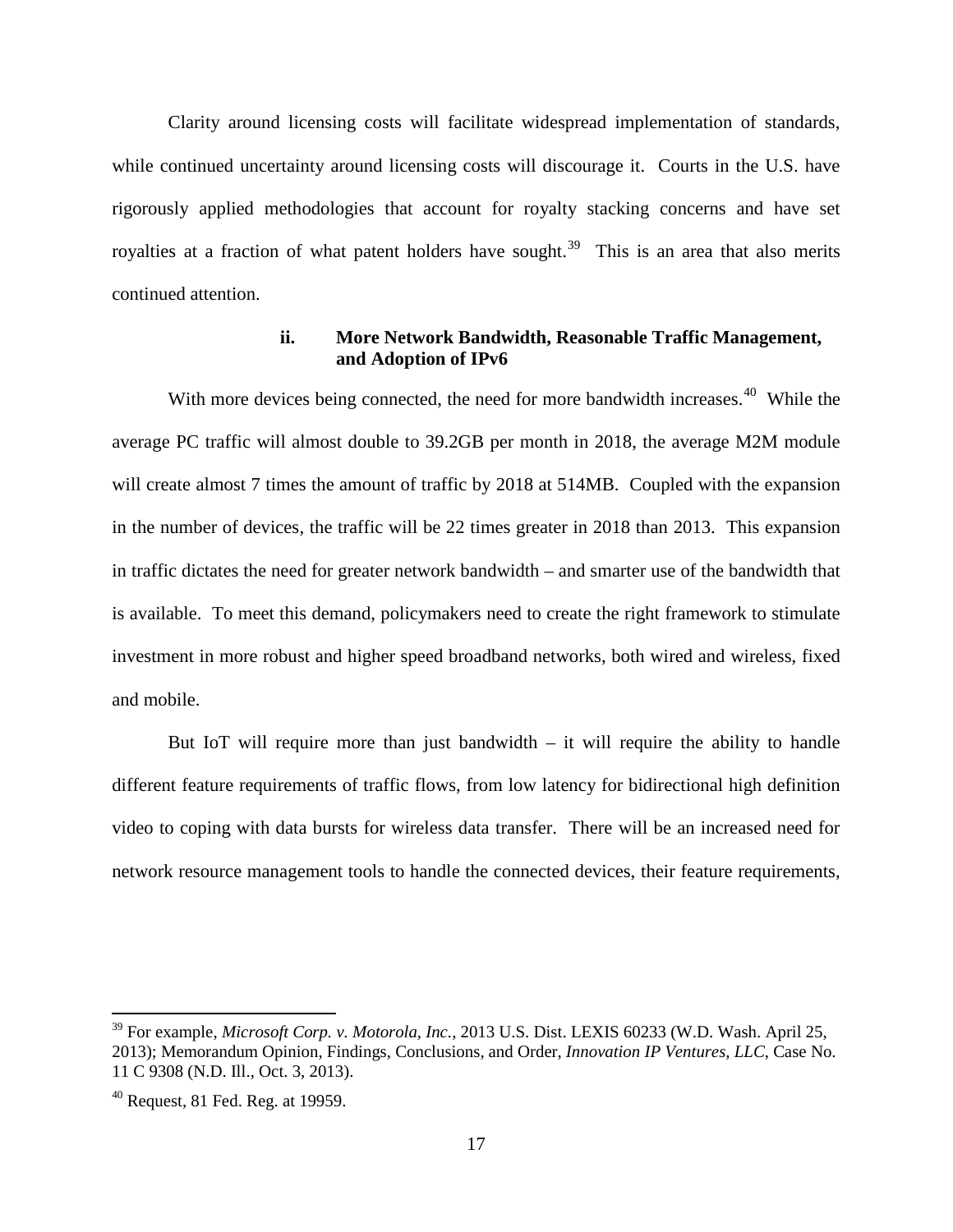Clarity around licensing costs will facilitate widespread implementation of standards, while continued uncertainty around licensing costs will discourage it. Courts in the U.S. have rigorously applied methodologies that account for royalty stacking concerns and have set royalties at a fraction of what patent holders have sought.[39] This is an area that also merits continued attention.

#### ii. More Network Bandwidth, Reasonable Traffic Management, and Adoption of IPv6

With more devices being connected, the need for more bandwidth increases.[40] While the average PC traffic will almost double to 39.2GB per month in 2018, the average M2M module will create almost 7 times the amount of traffic by 2018 at 514MB. Coupled with the expansion in the number of devices, the traffic will be 22 times greater in 2018 than 2013. This expansion in traffic dictates the need for greater network bandwidth – and smarter use of the bandwidth that is available. To meet this demand, policymakers need to create the right framework to stimulate investment in more robust and higher speed broadband networks, both wired and wireless, fixed and mobile.

But IoT will require more than just bandwidth – it will require the ability to handle different feature requirements of traffic flows, from low latency for bidirectional high definition video to coping with data bursts for wireless data transfer. There will be an increased need for network resource management tools to handle the connected devices, their feature requirements,

---

[39] For example, *Microsoft Corp. v. Motorola, Inc.*, 2013 U.S. Dist. LEXIS 60233 (W.D. Wash. April 25, 2013); Memorandum Opinion, Findings, Conclusions, and Order, *Innovation IP Ventures, LLC*, Case No. 11 C 9308 (N.D. Ill., Oct. 3, 2013).

[40] Request, 81 Fed. Reg. at 19959.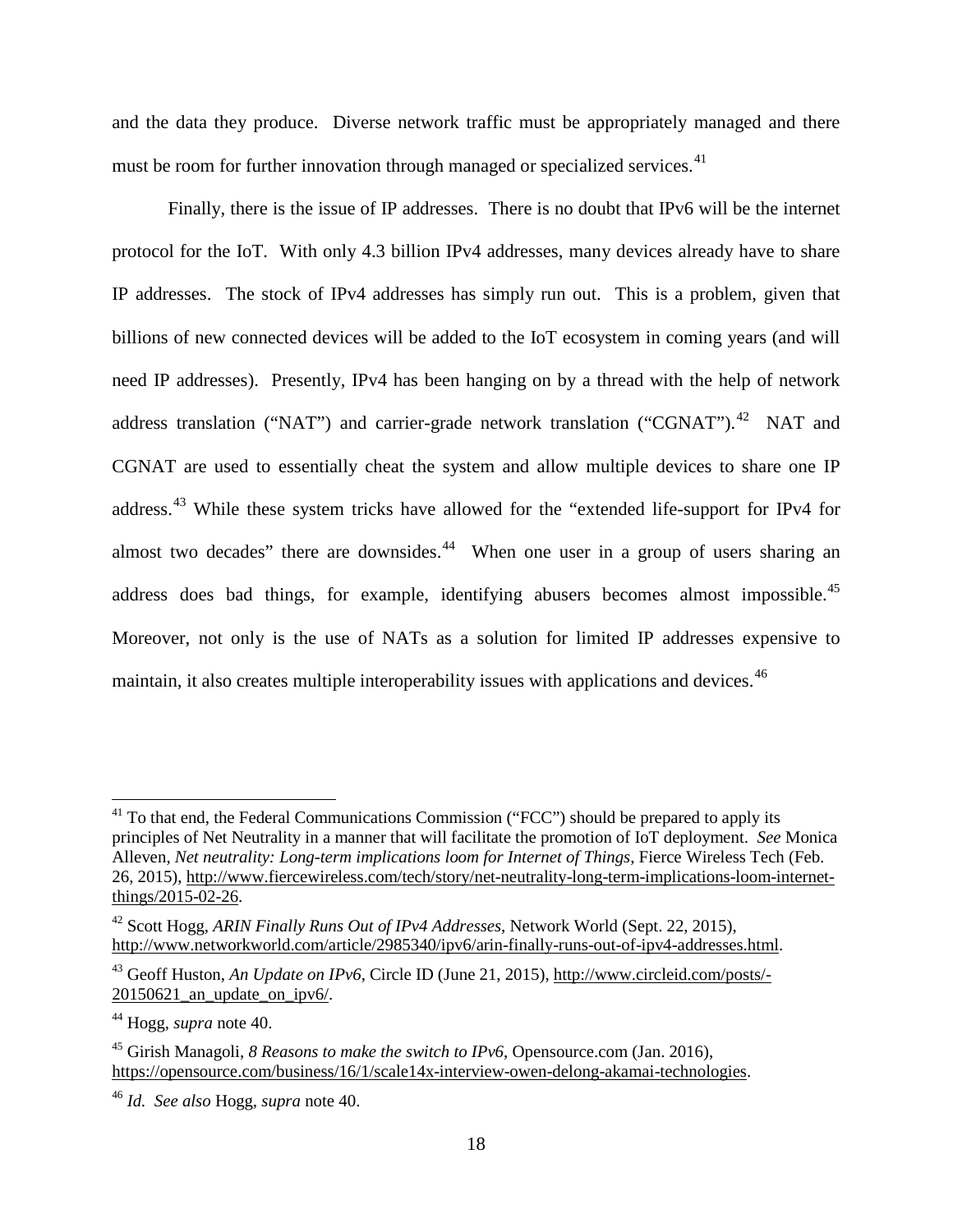and the data they produce. Diverse network traffic must be appropriately managed and there must be room for further innovation through managed or specialized services.[41]

Finally, there is the issue of IP addresses. There is no doubt that IPv6 will be the internet protocol for the IoT. With only 4.3 billion IPv4 addresses, many devices already have to share IP addresses. The stock of IPv4 addresses has simply run out. This is a problem, given that billions of new connected devices will be added to the IoT ecosystem in coming years (and will need IP addresses). Presently, IPv4 has been hanging on by a thread with the help of network address translation ("NAT") and carrier-grade network translation ("CGNAT").[42] NAT and CGNAT are used to essentially cheat the system and allow multiple devices to share one IP address.[43] While these system tricks have allowed for the "extended life-support for IPv4 for almost two decades" there are downsides.[44] When one user in a group of users sharing an address does bad things, for example, identifying abusers becomes almost impossible.[45] Moreover, not only is the use of NATs as a solution for limited IP addresses expensive to maintain, it also creates multiple interoperability issues with applications and devices.[46]

---

[41] To that end, the Federal Communications Commission ("FCC") should be prepared to apply its principles of Net Neutrality in a manner that will facilitate the promotion of IoT deployment. *See* Monica Alleven, *Net neutrality: Long-term implications loom for Internet of Things*, Fierce Wireless Tech (Feb. 26, 2015), http://www.fiercewireless.com/tech/story/net-neutrality-long-term-implications-loom-internet-things/2015-02-26.

[42] Scott Hogg, *ARIN Finally Runs Out of IPv4 Addresses*, Network World (Sept. 22, 2015), http://www.networkworld.com/article/2985340/ipv6/arin-finally-runs-out-of-ipv4-addresses.html.

[43] Geoff Huston, *An Update on IPv6*, Circle ID (June 21, 2015), http://www.circleid.com/posts/-20150621_an_update_on_ipv6/.

[44] Hogg, *supra* note 40.

[45] Girish Managoli, *8 Reasons to make the switch to IPv6*, Opensource.com (Jan. 2016), https://opensource.com/business/16/1/scale14x-interview-owen-delong-akamai-technologies.

[46] *Id. See also* Hogg, *supra* note 40.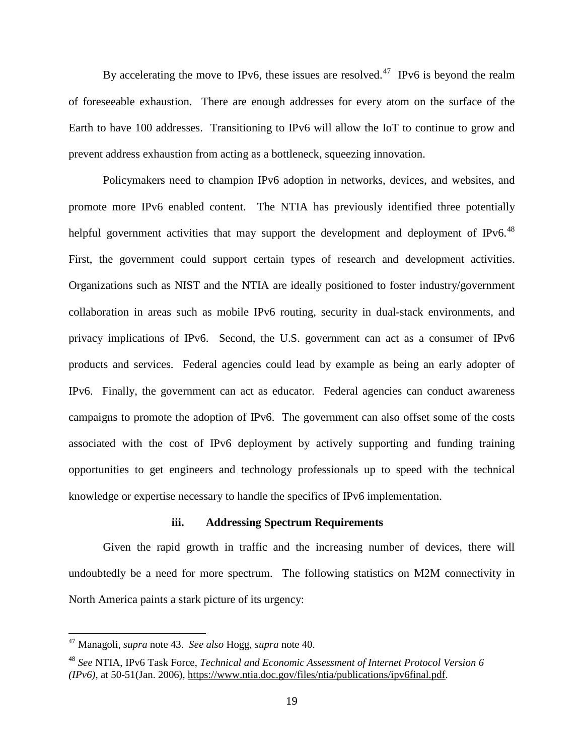By accelerating the move to IPv6, these issues are resolved.[47] IPv6 is beyond the realm of foreseeable exhaustion. There are enough addresses for every atom on the surface of the Earth to have 100 addresses. Transitioning to IPv6 will allow the IoT to continue to grow and prevent address exhaustion from acting as a bottleneck, squeezing innovation.

Policymakers need to champion IPv6 adoption in networks, devices, and websites, and promote more IPv6 enabled content. The NTIA has previously identified three potentially helpful government activities that may support the development and deployment of IPv6.[48] First, the government could support certain types of research and development activities. Organizations such as NIST and the NTIA are ideally positioned to foster industry/government collaboration in areas such as mobile IPv6 routing, security in dual-stack environments, and privacy implications of IPv6. Second, the U.S. government can act as a consumer of IPv6 products and services. Federal agencies could lead by example as being an early adopter of IPv6. Finally, the government can act as educator. Federal agencies can conduct awareness campaigns to promote the adoption of IPv6. The government can also offset some of the costs associated with the cost of IPv6 deployment by actively supporting and funding training opportunities to get engineers and technology professionals up to speed with the technical knowledge or expertise necessary to handle the specifics of IPv6 implementation.

#### iii. Addressing Spectrum Requirements

Given the rapid growth in traffic and the increasing number of devices, there will undoubtedly be a need for more spectrum. The following statistics on M2M connectivity in North America paints a stark picture of its urgency:

---

[47] Managoli, *supra* note 43. *See also* Hogg, *supra* note 40.

[48] *See* NTIA, IPv6 Task Force, *Technical and Economic Assessment of Internet Protocol Version 6 (IPv6)*, at 50-51(Jan. 2006), https://www.ntia.doc.gov/files/ntia/publications/ipv6final.pdf.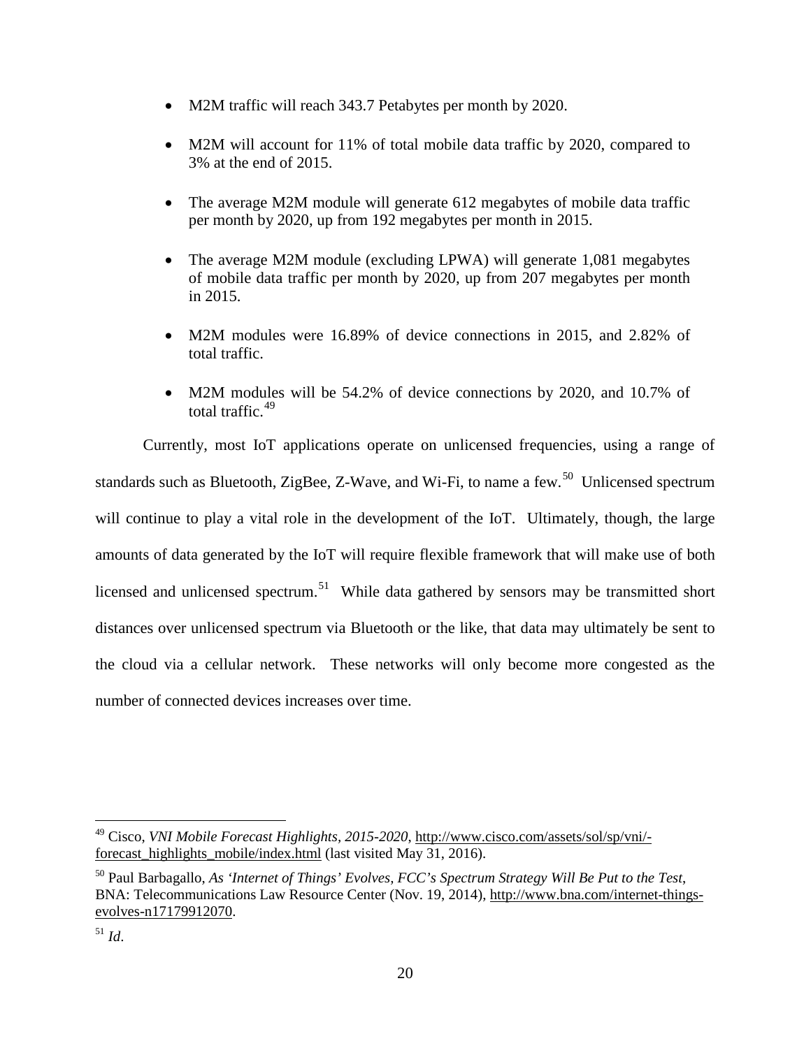- M2M traffic will reach 343.7 Petabytes per month by 2020.
- M2M will account for 11% of total mobile data traffic by 2020, compared to 3% at the end of 2015.
- The average M2M module will generate 612 megabytes of mobile data traffic per month by 2020, up from 192 megabytes per month in 2015.
- The average M2M module (excluding LPWA) will generate 1,081 megabytes of mobile data traffic per month by 2020, up from 207 megabytes per month in 2015.
- M2M modules were 16.89% of device connections in 2015, and 2.82% of total traffic.
- M2M modules will be 54.2% of device connections by 2020, and 10.7% of total traffic.[49]

Currently, most IoT applications operate on unlicensed frequencies, using a range of standards such as Bluetooth, ZigBee, Z-Wave, and Wi-Fi, to name a few.[50] Unlicensed spectrum will continue to play a vital role in the development of the IoT. Ultimately, though, the large amounts of data generated by the IoT will require flexible framework that will make use of both licensed and unlicensed spectrum.[51] While data gathered by sensors may be transmitted short distances over unlicensed spectrum via Bluetooth or the like, that data may ultimately be sent to the cloud via a cellular network. These networks will only become more congested as the number of connected devices increases over time.

---

[49] Cisco, *VNI Mobile Forecast Highlights, 2015-2020*, http://www.cisco.com/assets/sol/sp/vni/-forecast_highlights_mobile/index.html (last visited May 31, 2016).

[50] Paul Barbagallo, *As 'Internet of Things' Evolves, FCC's Spectrum Strategy Will Be Put to the Test*, BNA: Telecommunications Law Resource Center (Nov. 19, 2014), http://www.bna.com/internet-things-evolves-n17179912070.

[51] *Id*.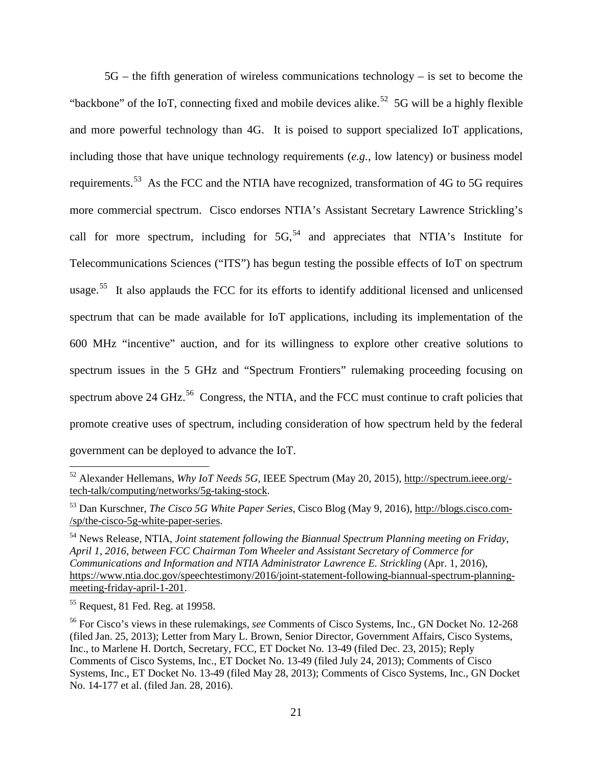5G – the fifth generation of wireless communications technology – is set to become the "backbone" of the IoT, connecting fixed and mobile devices alike.[52] 5G will be a highly flexible and more powerful technology than 4G. It is poised to support specialized IoT applications, including those that have unique technology requirements (*e.g.*, low latency) or business model requirements.[53] As the FCC and the NTIA have recognized, transformation of 4G to 5G requires more commercial spectrum. Cisco endorses NTIA's Assistant Secretary Lawrence Strickling's call for more spectrum, including for 5G,[54] and appreciates that NTIA's Institute for Telecommunications Sciences ("ITS") has begun testing the possible effects of IoT on spectrum usage.[55] It also applauds the FCC for its efforts to identify additional licensed and unlicensed spectrum that can be made available for IoT applications, including its implementation of the 600 MHz "incentive" auction, and for its willingness to explore other creative solutions to spectrum issues in the 5 GHz and "Spectrum Frontiers" rulemaking proceeding focusing on spectrum above 24 GHz.[56] Congress, the NTIA, and the FCC must continue to craft policies that promote creative uses of spectrum, including consideration of how spectrum held by the federal government can be deployed to advance the IoT.

---

[52] Alexander Hellemans, *Why IoT Needs 5G*, IEEE Spectrum (May 20, 2015), http://spectrum.ieee.org/-tech-talk/computing/networks/5g-taking-stock.

[53] Dan Kurschner, *The Cisco 5G White Paper Series*, Cisco Blog (May 9, 2016), http://blogs.cisco.com-/sp/the-cisco-5g-white-paper-series.

[54] News Release, NTIA, *Joint statement following the Biannual Spectrum Planning meeting on Friday, April 1, 2016, between FCC Chairman Tom Wheeler and Assistant Secretary of Commerce for Communications and Information and NTIA Administrator Lawrence E. Strickling* (Apr. 1, 2016), https://www.ntia.doc.gov/speechtestimony/2016/joint-statement-following-biannual-spectrum-planning-meeting-friday-april-1-201.

[55] Request, 81 Fed. Reg. at 19958.

[56] For Cisco's views in these rulemakings, *see* Comments of Cisco Systems, Inc., GN Docket No. 12-268 (filed Jan. 25, 2013); Letter from Mary L. Brown, Senior Director, Government Affairs, Cisco Systems, Inc., to Marlene H. Dortch, Secretary, FCC, ET Docket No. 13-49 (filed Dec. 23, 2015); Reply Comments of Cisco Systems, Inc., ET Docket No. 13-49 (filed July 24, 2013); Comments of Cisco Systems, Inc., ET Docket No. 13-49 (filed May 28, 2013); Comments of Cisco Systems, Inc., GN Docket No. 14-177 et al. (filed Jan. 28, 2016).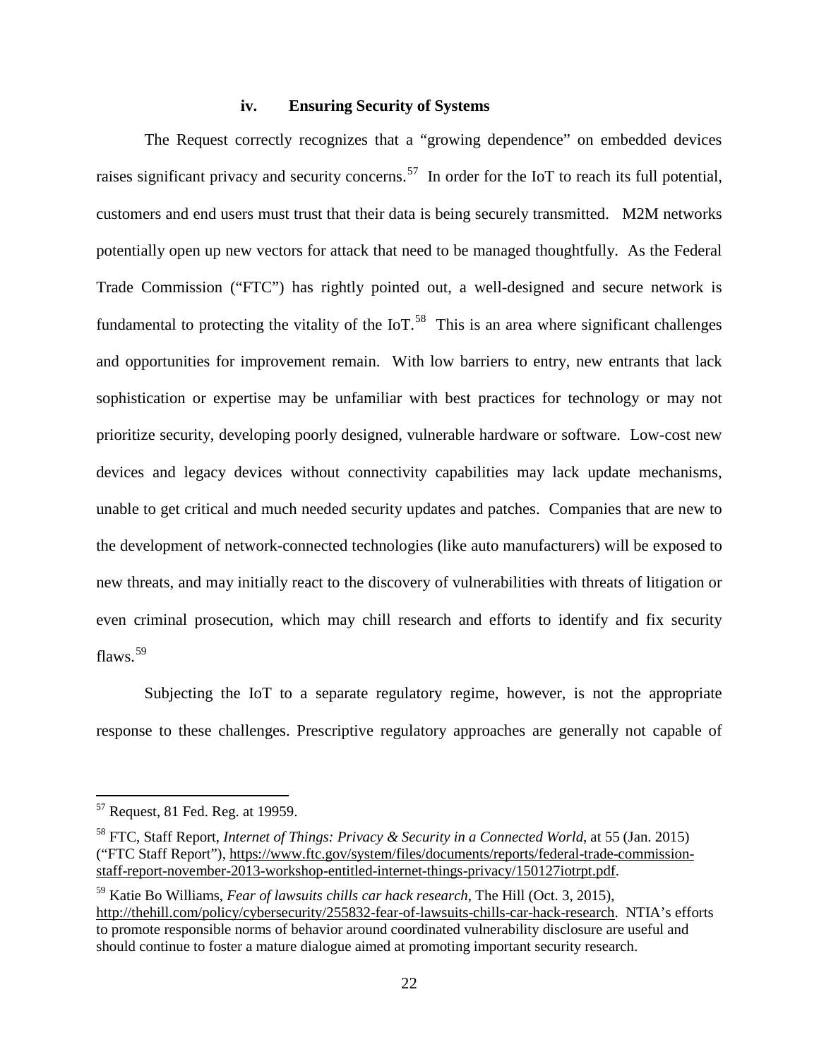#### iv. Ensuring Security of Systems

The Request correctly recognizes that a "growing dependence" on embedded devices raises significant privacy and security concerns.[57] In order for the IoT to reach its full potential, customers and end users must trust that their data is being securely transmitted. M2M networks potentially open up new vectors for attack that need to be managed thoughtfully. As the Federal Trade Commission ("FTC") has rightly pointed out, a well-designed and secure network is fundamental to protecting the vitality of the IoT.[58] This is an area where significant challenges and opportunities for improvement remain. With low barriers to entry, new entrants that lack sophistication or expertise may be unfamiliar with best practices for technology or may not prioritize security, developing poorly designed, vulnerable hardware or software. Low-cost new devices and legacy devices without connectivity capabilities may lack update mechanisms, unable to get critical and much needed security updates and patches. Companies that are new to the development of network-connected technologies (like auto manufacturers) will be exposed to new threats, and may initially react to the discovery of vulnerabilities with threats of litigation or even criminal prosecution, which may chill research and efforts to identify and fix security flaws.[59]

Subjecting the IoT to a separate regulatory regime, however, is not the appropriate response to these challenges. Prescriptive regulatory approaches are generally not capable of

---

[57] Request, 81 Fed. Reg. at 19959.

[58] FTC, Staff Report, *Internet of Things: Privacy & Security in a Connected World*, at 55 (Jan. 2015) ("FTC Staff Report"), https://www.ftc.gov/system/files/documents/reports/federal-trade-commission-staff-report-november-2013-workshop-entitled-internet-things-privacy/150127iotrpt.pdf.

[59] Katie Bo Williams, *Fear of lawsuits chills car hack research*, The Hill (Oct. 3, 2015), http://thehill.com/policy/cybersecurity/255832-fear-of-lawsuits-chills-car-hack-research. NTIA's efforts to promote responsible norms of behavior around coordinated vulnerability disclosure are useful and should continue to foster a mature dialogue aimed at promoting important security research.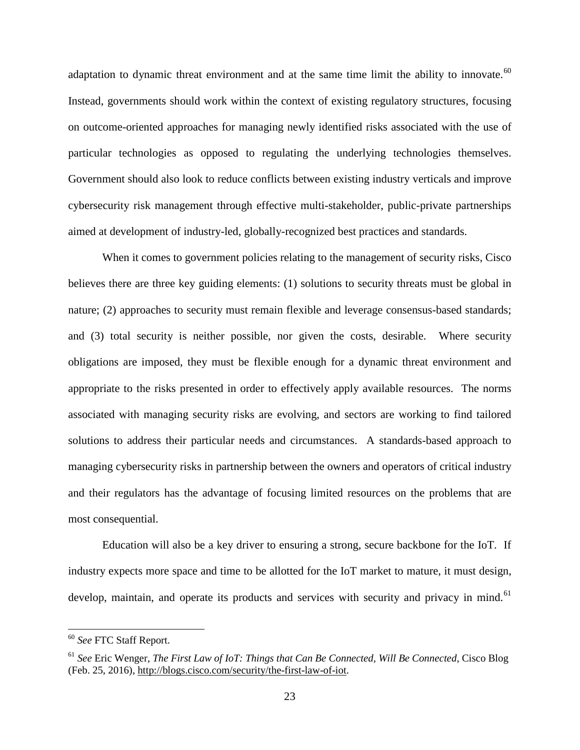adaptation to dynamic threat environment and at the same time limit the ability to innovate.[60] Instead, governments should work within the context of existing regulatory structures, focusing on outcome-oriented approaches for managing newly identified risks associated with the use of particular technologies as opposed to regulating the underlying technologies themselves. Government should also look to reduce conflicts between existing industry verticals and improve cybersecurity risk management through effective multi-stakeholder, public-private partnerships aimed at development of industry-led, globally-recognized best practices and standards.

When it comes to government policies relating to the management of security risks, Cisco believes there are three key guiding elements: (1) solutions to security threats must be global in nature; (2) approaches to security must remain flexible and leverage consensus-based standards; and (3) total security is neither possible, nor given the costs, desirable. Where security obligations are imposed, they must be flexible enough for a dynamic threat environment and appropriate to the risks presented in order to effectively apply available resources. The norms associated with managing security risks are evolving, and sectors are working to find tailored solutions to address their particular needs and circumstances. A standards-based approach to managing cybersecurity risks in partnership between the owners and operators of critical industry and their regulators has the advantage of focusing limited resources on the problems that are most consequential.

Education will also be a key driver to ensuring a strong, secure backbone for the IoT. If industry expects more space and time to be allotted for the IoT market to mature, it must design, develop, maintain, and operate its products and services with security and privacy in mind.[61]

---

[60] *See* FTC Staff Report.

[61] *See* Eric Wenger, *The First Law of IoT: Things that Can Be Connected, Will Be Connected*, Cisco Blog (Feb. 25, 2016), http://blogs.cisco.com/security/the-first-law-of-iot.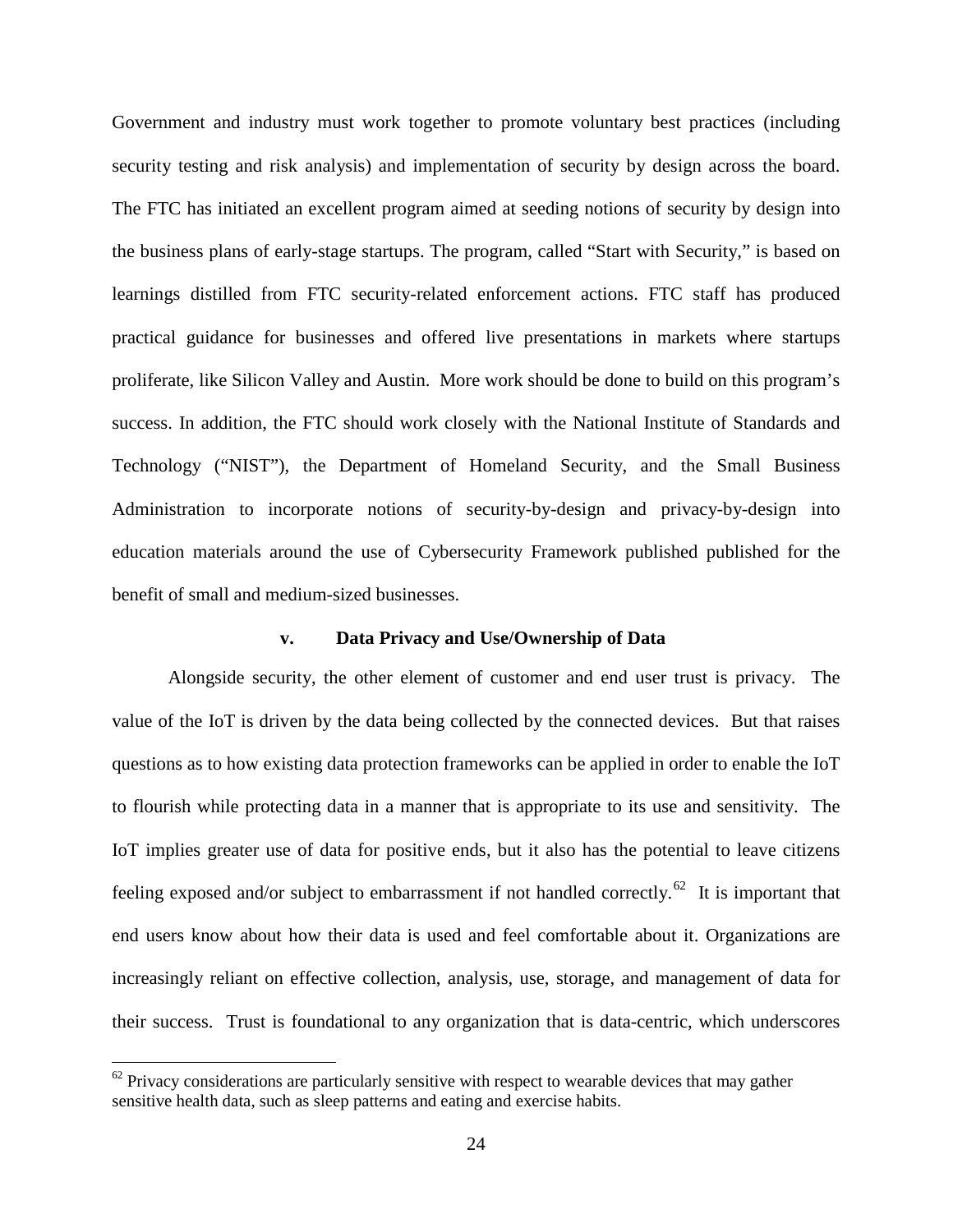Government and industry must work together to promote voluntary best practices (including security testing and risk analysis) and implementation of security by design across the board. The FTC has initiated an excellent program aimed at seeding notions of security by design into the business plans of early-stage startups. The program, called "Start with Security," is based on learnings distilled from FTC security-related enforcement actions. FTC staff has produced practical guidance for businesses and offered live presentations in markets where startups proliferate, like Silicon Valley and Austin. More work should be done to build on this program's success. In addition, the FTC should work closely with the National Institute of Standards and Technology ("NIST"), the Department of Homeland Security, and the Small Business Administration to incorporate notions of security-by-design and privacy-by-design into education materials around the use of Cybersecurity Framework published published for the benefit of small and medium-sized businesses.

### v. Data Privacy and Use/Ownership of Data

Alongside security, the other element of customer and end user trust is privacy. The value of the IoT is driven by the data being collected by the connected devices. But that raises questions as to how existing data protection frameworks can be applied in order to enable the IoT to flourish while protecting data in a manner that is appropriate to its use and sensitivity. The IoT implies greater use of data for positive ends, but it also has the potential to leave citizens feeling exposed and/or subject to embarrassment if not handled correctly.[62] It is important that end users know about how their data is used and feel comfortable about it. Organizations are increasingly reliant on effective collection, analysis, use, storage, and management of data for their success. Trust is foundational to any organization that is data-centric, which underscores

[62] Privacy considerations are particularly sensitive with respect to wearable devices that may gather sensitive health data, such as sleep patterns and eating and exercise habits.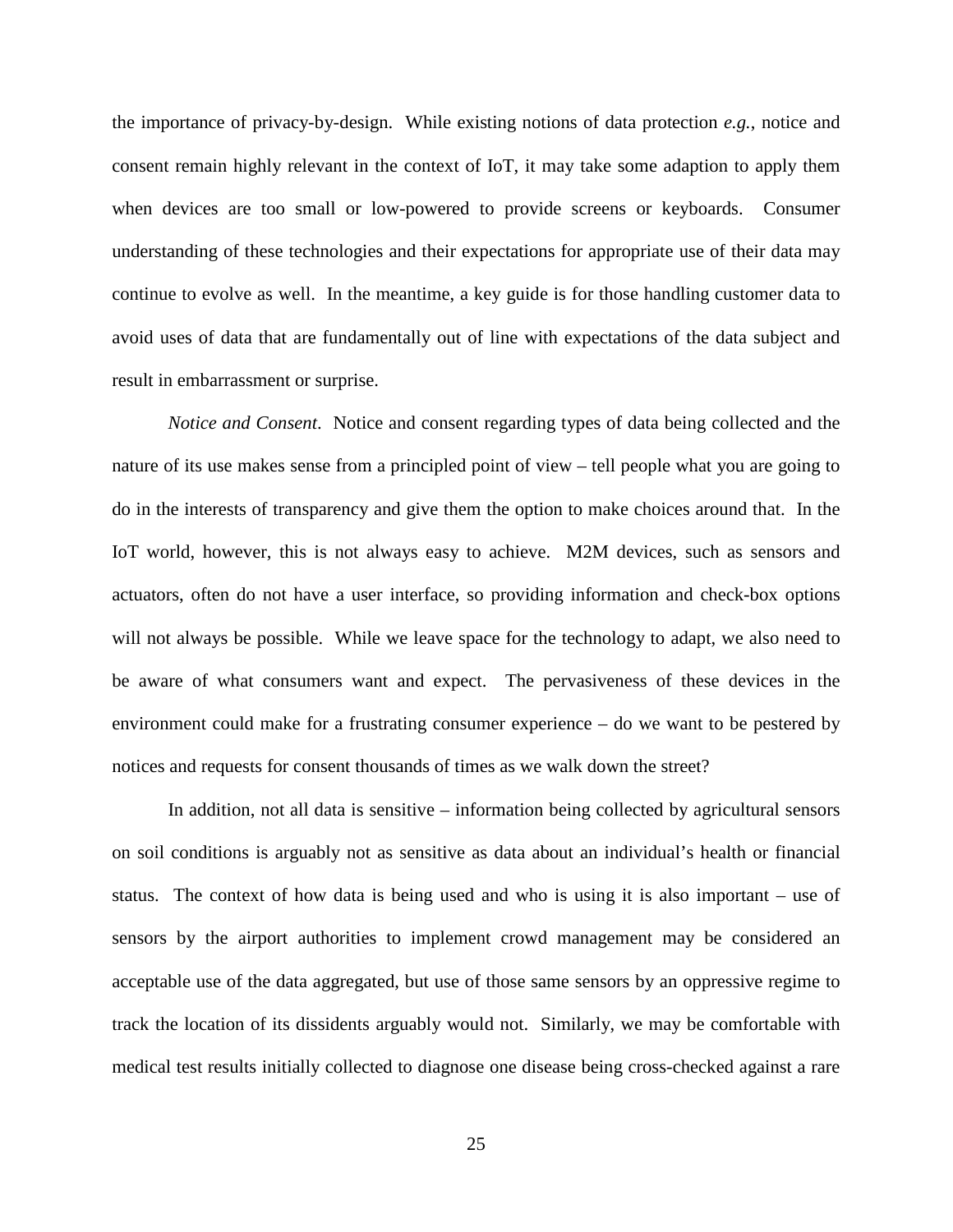the importance of privacy-by-design. While existing notions of data protection *e.g.*, notice and consent remain highly relevant in the context of IoT, it may take some adaption to apply them when devices are too small or low-powered to provide screens or keyboards. Consumer understanding of these technologies and their expectations for appropriate use of their data may continue to evolve as well. In the meantime, a key guide is for those handling customer data to avoid uses of data that are fundamentally out of line with expectations of the data subject and result in embarrassment or surprise.

*Notice and Consent*. Notice and consent regarding types of data being collected and the nature of its use makes sense from a principled point of view – tell people what you are going to do in the interests of transparency and give them the option to make choices around that. In the IoT world, however, this is not always easy to achieve. M2M devices, such as sensors and actuators, often do not have a user interface, so providing information and check-box options will not always be possible. While we leave space for the technology to adapt, we also need to be aware of what consumers want and expect. The pervasiveness of these devices in the environment could make for a frustrating consumer experience – do we want to be pestered by notices and requests for consent thousands of times as we walk down the street?

In addition, not all data is sensitive – information being collected by agricultural sensors on soil conditions is arguably not as sensitive as data about an individual's health or financial status. The context of how data is being used and who is using it is also important – use of sensors by the airport authorities to implement crowd management may be considered an acceptable use of the data aggregated, but use of those same sensors by an oppressive regime to track the location of its dissidents arguably would not. Similarly, we may be comfortable with medical test results initially collected to diagnose one disease being cross-checked against a rare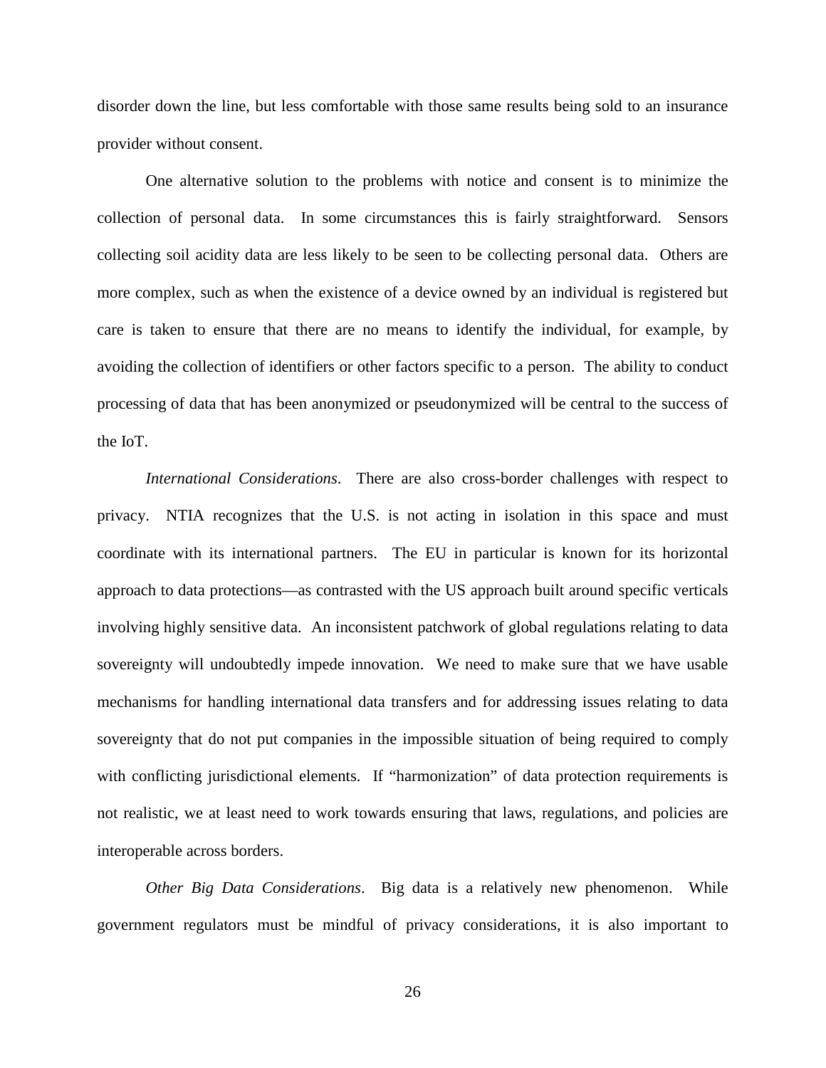disorder down the line, but less comfortable with those same results being sold to an insurance provider without consent.

One alternative solution to the problems with notice and consent is to minimize the collection of personal data. In some circumstances this is fairly straightforward. Sensors collecting soil acidity data are less likely to be seen to be collecting personal data. Others are more complex, such as when the existence of a device owned by an individual is registered but care is taken to ensure that there are no means to identify the individual, for example, by avoiding the collection of identifiers or other factors specific to a person. The ability to conduct processing of data that has been anonymized or pseudonymized will be central to the success of the IoT.

*International Considerations*. There are also cross-border challenges with respect to privacy. NTIA recognizes that the U.S. is not acting in isolation in this space and must coordinate with its international partners. The EU in particular is known for its horizontal approach to data protections—as contrasted with the US approach built around specific verticals involving highly sensitive data. An inconsistent patchwork of global regulations relating to data sovereignty will undoubtedly impede innovation. We need to make sure that we have usable mechanisms for handling international data transfers and for addressing issues relating to data sovereignty that do not put companies in the impossible situation of being required to comply with conflicting jurisdictional elements. If "harmonization" of data protection requirements is not realistic, we at least need to work towards ensuring that laws, regulations, and policies are interoperable across borders.

*Other Big Data Considerations*. Big data is a relatively new phenomenon. While government regulators must be mindful of privacy considerations, it is also important to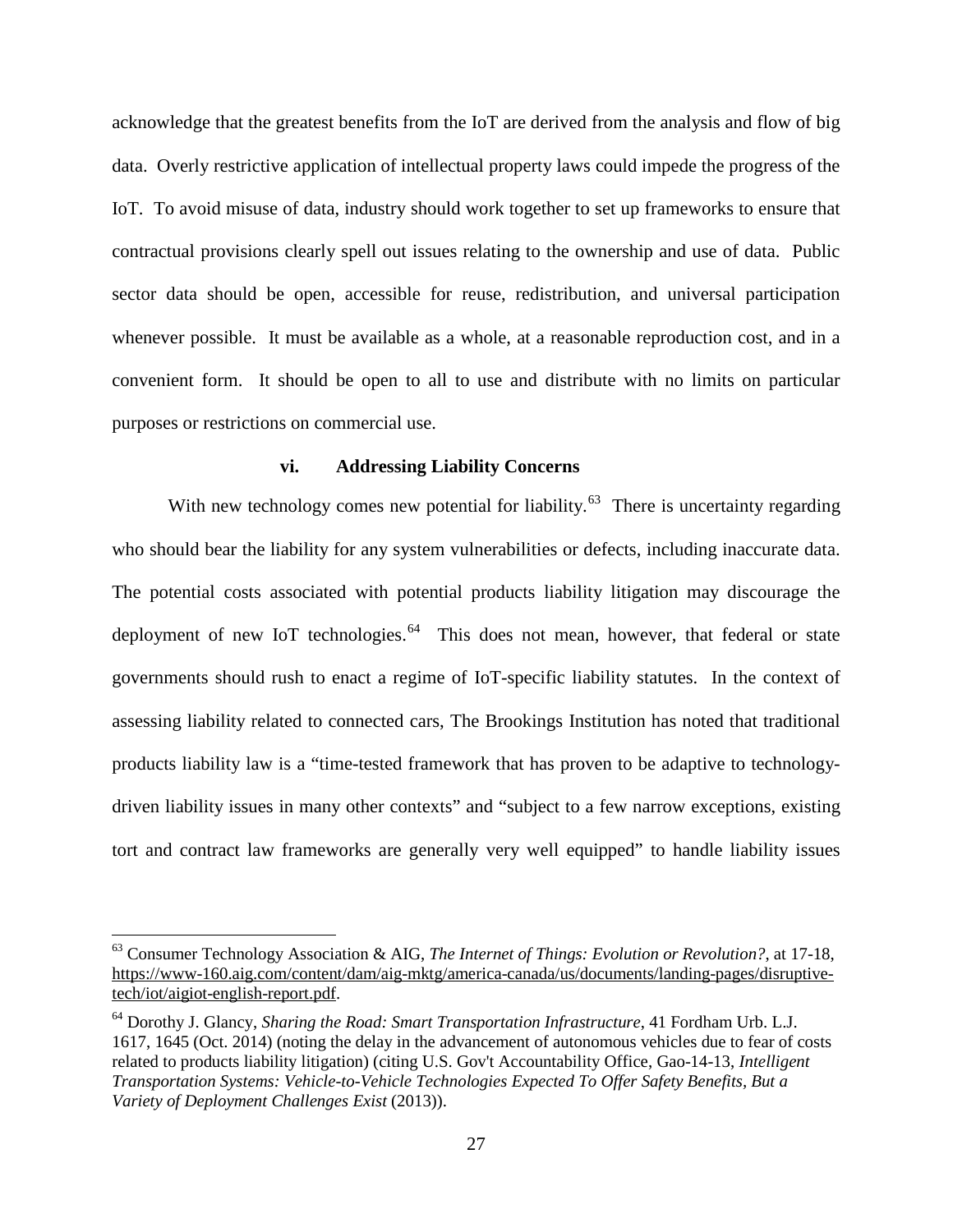acknowledge that the greatest benefits from the IoT are derived from the analysis and flow of big data. Overly restrictive application of intellectual property laws could impede the progress of the IoT. To avoid misuse of data, industry should work together to set up frameworks to ensure that contractual provisions clearly spell out issues relating to the ownership and use of data. Public sector data should be open, accessible for reuse, redistribution, and universal participation whenever possible. It must be available as a whole, at a reasonable reproduction cost, and in a convenient form. It should be open to all to use and distribute with no limits on particular purposes or restrictions on commercial use.

#### vi. Addressing Liability Concerns

With new technology comes new potential for liability.[63] There is uncertainty regarding who should bear the liability for any system vulnerabilities or defects, including inaccurate data. The potential costs associated with potential products liability litigation may discourage the deployment of new IoT technologies.[64] This does not mean, however, that federal or state governments should rush to enact a regime of IoT-specific liability statutes. In the context of assessing liability related to connected cars, The Brookings Institution has noted that traditional products liability law is a "time-tested framework that has proven to be adaptive to technology-driven liability issues in many other contexts" and "subject to a few narrow exceptions, existing tort and contract law frameworks are generally very well equipped" to handle liability issues

---

[63] Consumer Technology Association & AIG, *The Internet of Things: Evolution or Revolution?*, at 17-18, https://www-160.aig.com/content/dam/aig-mktg/america-canada/us/documents/landing-pages/disruptive-tech/iot/aigiot-english-report.pdf.

[64] Dorothy J. Glancy, *Sharing the Road: Smart Transportation Infrastructure*, 41 Fordham Urb. L.J. 1617, 1645 (Oct. 2014) (noting the delay in the advancement of autonomous vehicles due to fear of costs related to products liability litigation) (citing U.S. Gov't Accountability Office, Gao-14-13, *Intelligent Transportation Systems: Vehicle-to-Vehicle Technologies Expected To Offer Safety Benefits, But a Variety of Deployment Challenges Exist* (2013)).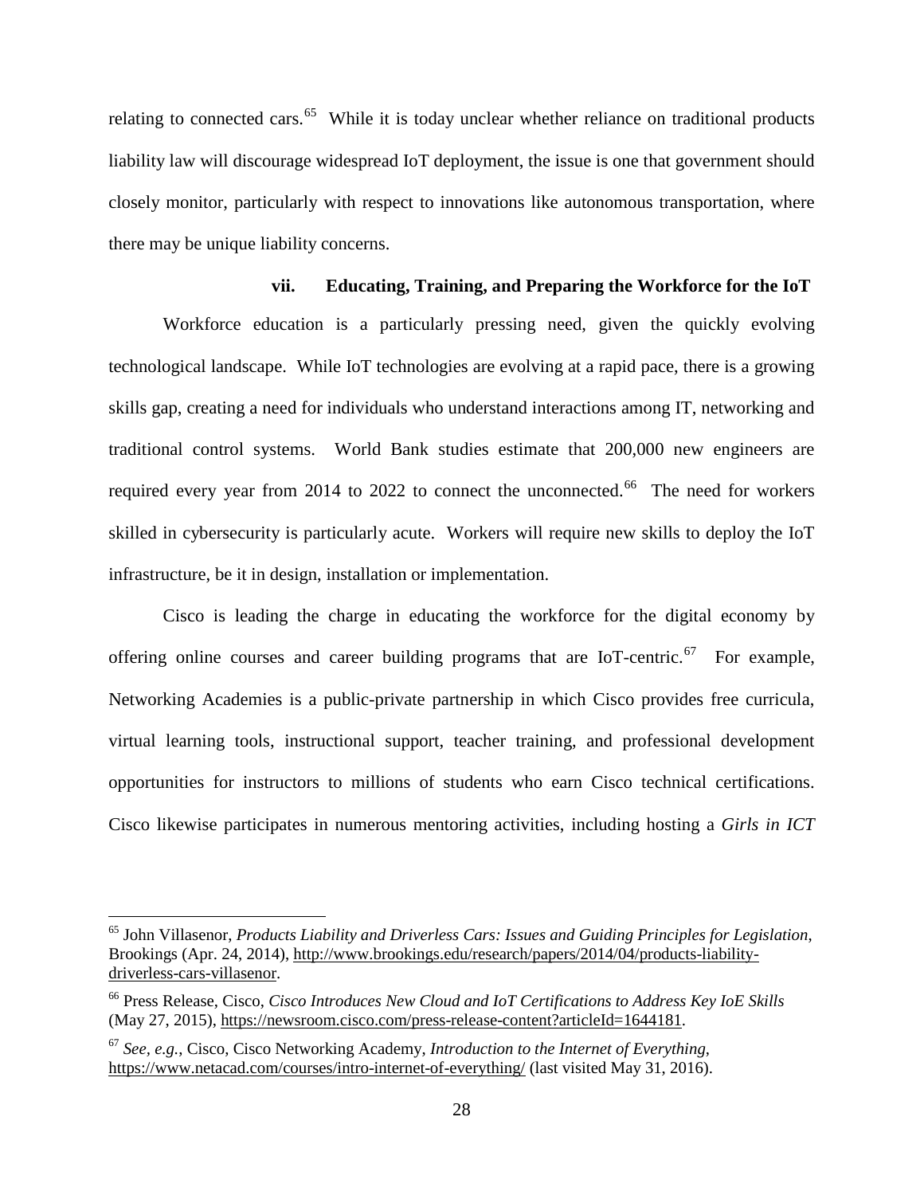relating to connected cars.[65] While it is today unclear whether reliance on traditional products liability law will discourage widespread IoT deployment, the issue is one that government should closely monitor, particularly with respect to innovations like autonomous transportation, where there may be unique liability concerns.

### vii. Educating, Training, and Preparing the Workforce for the IoT

Workforce education is a particularly pressing need, given the quickly evolving technological landscape. While IoT technologies are evolving at a rapid pace, there is a growing skills gap, creating a need for individuals who understand interactions among IT, networking and traditional control systems. World Bank studies estimate that 200,000 new engineers are required every year from 2014 to 2022 to connect the unconnected.[66] The need for workers skilled in cybersecurity is particularly acute. Workers will require new skills to deploy the IoT infrastructure, be it in design, installation or implementation.

Cisco is leading the charge in educating the workforce for the digital economy by offering online courses and career building programs that are IoT-centric.[67] For example, Networking Academies is a public-private partnership in which Cisco provides free curricula, virtual learning tools, instructional support, teacher training, and professional development opportunities for instructors to millions of students who earn Cisco technical certifications. Cisco likewise participates in numerous mentoring activities, including hosting a *Girls in ICT*

---

[65] John Villasenor, *Products Liability and Driverless Cars: Issues and Guiding Principles for Legislation*, Brookings (Apr. 24, 2014), http://www.brookings.edu/research/papers/2014/04/products-liability-driverless-cars-villasenor.

[66] Press Release, Cisco, *Cisco Introduces New Cloud and IoT Certifications to Address Key IoE Skills* (May 27, 2015), https://newsroom.cisco.com/press-release-content?articleId=1644181.

[67] *See, e.g.*, Cisco, Cisco Networking Academy, *Introduction to the Internet of Everything*, https://www.netacad.com/courses/intro-internet-of-everything/ (last visited May 31, 2016).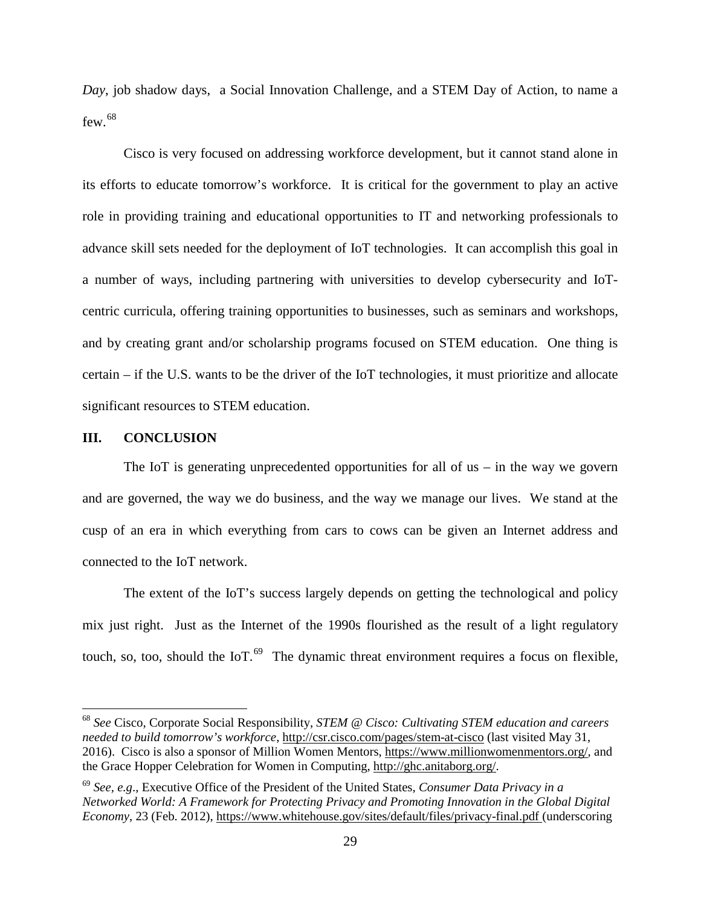*Day*, job shadow days, a Social Innovation Challenge, and a STEM Day of Action, to name a few.[68]

Cisco is very focused on addressing workforce development, but it cannot stand alone in its efforts to educate tomorrow's workforce. It is critical for the government to play an active role in providing training and educational opportunities to IT and networking professionals to advance skill sets needed for the deployment of IoT technologies. It can accomplish this goal in a number of ways, including partnering with universities to develop cybersecurity and IoT-centric curricula, offering training opportunities to businesses, such as seminars and workshops, and by creating grant and/or scholarship programs focused on STEM education. One thing is certain – if the U.S. wants to be the driver of the IoT technologies, it must prioritize and allocate significant resources to STEM education.

## III. CONCLUSION

The IoT is generating unprecedented opportunities for all of us – in the way we govern and are governed, the way we do business, and the way we manage our lives. We stand at the cusp of an era in which everything from cars to cows can be given an Internet address and connected to the IoT network.

The extent of the IoT's success largely depends on getting the technological and policy mix just right. Just as the Internet of the 1990s flourished as the result of a light regulatory touch, so, too, should the IoT.[69] The dynamic threat environment requires a focus on flexible,

---

[68] *See* Cisco, Corporate Social Responsibility, *STEM @ Cisco: Cultivating STEM education and careers needed to build tomorrow's workforce*, http://csr.cisco.com/pages/stem-at-cisco (last visited May 31, 2016). Cisco is also a sponsor of Million Women Mentors, https://www.millionwomenmentors.org/, and the Grace Hopper Celebration for Women in Computing, http://ghc.anitaborg.org/.

[69] *See, e.g*., Executive Office of the President of the United States, *Consumer Data Privacy in a Networked World: A Framework for Protecting Privacy and Promoting Innovation in the Global Digital Economy*, 23 (Feb. 2012), https://www.whitehouse.gov/sites/default/files/privacy-final.pdf (underscoring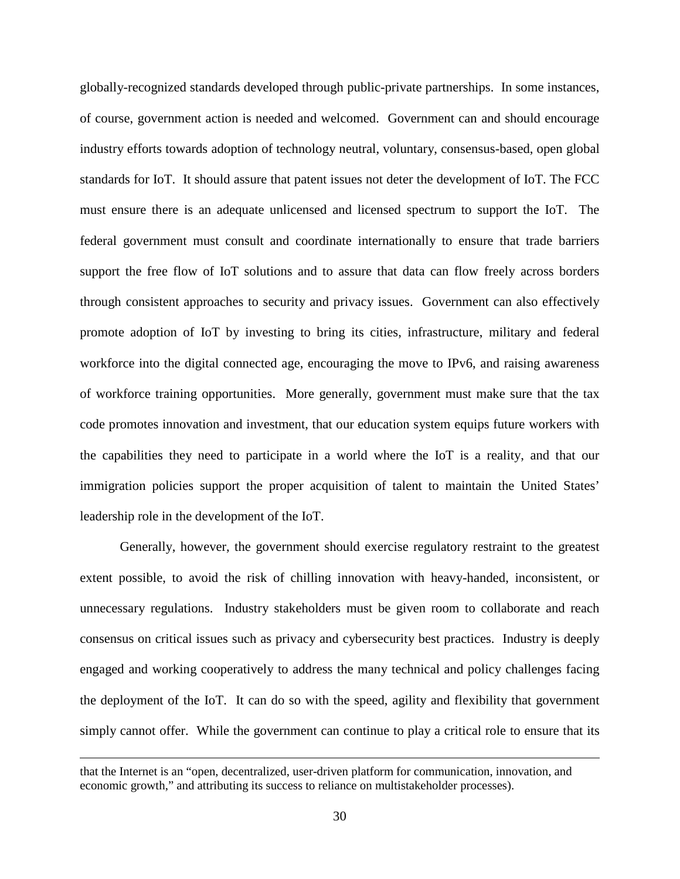globally-recognized standards developed through public-private partnerships. In some instances, of course, government action is needed and welcomed. Government can and should encourage industry efforts towards adoption of technology neutral, voluntary, consensus-based, open global standards for IoT. It should assure that patent issues not deter the development of IoT. The FCC must ensure there is an adequate unlicensed and licensed spectrum to support the IoT. The federal government must consult and coordinate internationally to ensure that trade barriers support the free flow of IoT solutions and to assure that data can flow freely across borders through consistent approaches to security and privacy issues. Government can also effectively promote adoption of IoT by investing to bring its cities, infrastructure, military and federal workforce into the digital connected age, encouraging the move to IPv6, and raising awareness of workforce training opportunities. More generally, government must make sure that the tax code promotes innovation and investment, that our education system equips future workers with the capabilities they need to participate in a world where the IoT is a reality, and that our immigration policies support the proper acquisition of talent to maintain the United States' leadership role in the development of the IoT.

Generally, however, the government should exercise regulatory restraint to the greatest extent possible, to avoid the risk of chilling innovation with heavy-handed, inconsistent, or unnecessary regulations. Industry stakeholders must be given room to collaborate and reach consensus on critical issues such as privacy and cybersecurity best practices. Industry is deeply engaged and working cooperatively to address the many technical and policy challenges facing the deployment of the IoT. It can do so with the speed, agility and flexibility that government simply cannot offer. While the government can continue to play a critical role to ensure that its

---

that the Internet is an "open, decentralized, user-driven platform for communication, innovation, and economic growth," and attributing its success to reliance on multistakeholder processes).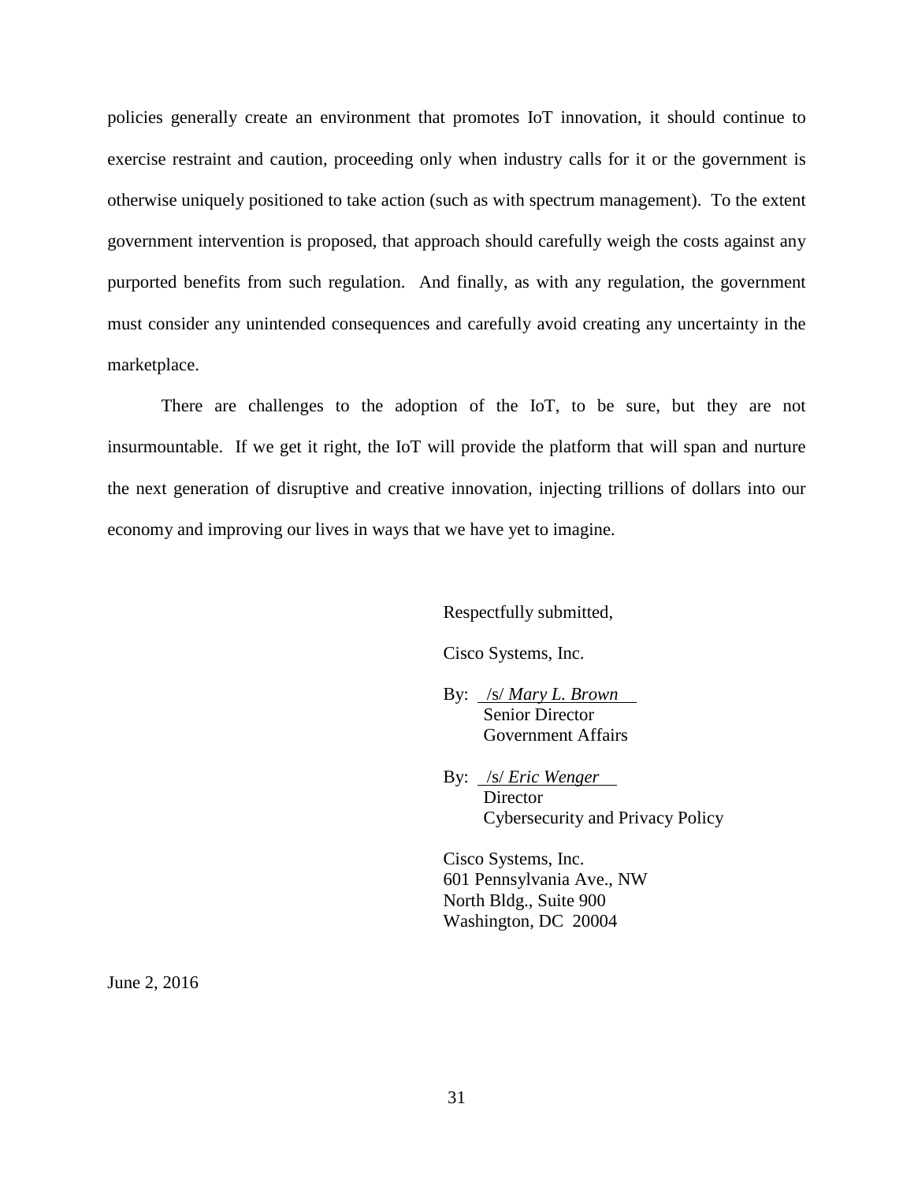policies generally create an environment that promotes IoT innovation, it should continue to exercise restraint and caution, proceeding only when industry calls for it or the government is otherwise uniquely positioned to take action (such as with spectrum management). To the extent government intervention is proposed, that approach should carefully weigh the costs against any purported benefits from such regulation. And finally, as with any regulation, the government must consider any unintended consequences and carefully avoid creating any uncertainty in the marketplace.

There are challenges to the adoption of the IoT, to be sure, but they are not insurmountable. If we get it right, the IoT will provide the platform that will span and nurture the next generation of disruptive and creative innovation, injecting trillions of dollars into our economy and improving our lives in ways that we have yet to imagine.

Respectfully submitted,

Cisco Systems, Inc.

By: /s/ *Mary L. Brown*
Senior Director
Government Affairs

By: /s/ *Eric Wenger*
Director
Cybersecurity and Privacy Policy

Cisco Systems, Inc.
601 Pennsylvania Ave., NW
North Bldg., Suite 900
Washington, DC 20004

June 2, 2016